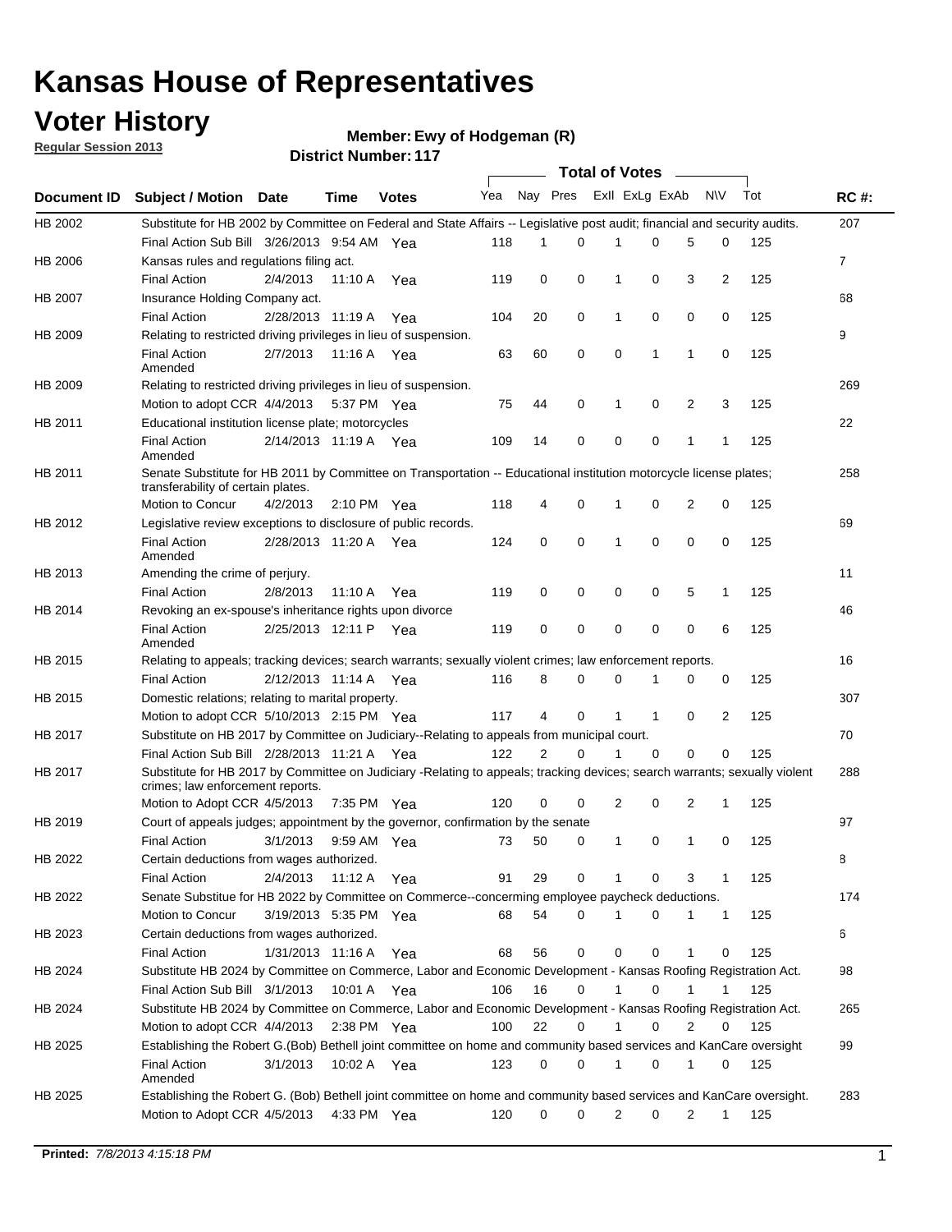# Kansas House of Representatives

## Voter History

**Regular Session 2013**

**Member: Ewy of Hodgeman (R)**

**District Number: 117**

| Document ID | Subject / Motion | Date | Time | Votes | Yea | Nay | Pres | ExII | ExLg | ExAb | N\V | Tot | RC #: |
|---|---|---|---|---|---|---|---|---|---|---|---|---|---|
| HB 2002 | Substitute for HB 2002 by Committee on Federal and State Affairs -- Legislative post audit; financial and security audits. | | | | | | | | | | | | 207 |
| | Final Action Sub Bill | 3/26/2013 | 9:54 AM | Yea | 118 | 1 | 0 | 1 | 0 | 5 | 0 | 125 | |
| HB 2006 | Kansas rules and regulations filing act. | | | | | | | | | | | | 7 |
| | Final Action | 2/4/2013 | 11:10 A | Yea | 119 | 0 | 0 | 1 | 0 | 3 | 2 | 125 | |
| HB 2007 | Insurance Holding Company act. | | | | | | | | | | | | 68 |
| | Final Action | 2/28/2013 | 11:19 A | Yea | 104 | 20 | 0 | 1 | 0 | 0 | 0 | 125 | |
| HB 2009 | Relating to restricted driving privileges in lieu of suspension. | | | | | | | | | | | | 9 |
| | Final Action Amended | 2/7/2013 | 11:16 A | Yea | 63 | 60 | 0 | 0 | 1 | 1 | 0 | 125 | |
| HB 2009 | Relating to restricted driving privileges in lieu of suspension. | | | | | | | | | | | | 269 |
| | Motion to adopt CCR | 4/4/2013 | 5:37 PM | Yea | 75 | 44 | 0 | 1 | 0 | 2 | 3 | 125 | |
| HB 2011 | Educational institution license plate; motorcycles | | | | | | | | | | | | 22 |
| | Final Action Amended | 2/14/2013 | 11:19 A | Yea | 109 | 14 | 0 | 0 | 0 | 1 | 1 | 125 | |
| HB 2011 | Senate Substitute for HB 2011 by Committee on Transportation -- Educational institution motorcycle license plates; transferability of certain plates. | | | | | | | | | | | | 258 |
| | Motion to Concur | 4/2/2013 | 2:10 PM | Yea | 118 | 4 | 0 | 1 | 0 | 2 | 0 | 125 | |
| HB 2012 | Legislative review exceptions to disclosure of public records. | | | | | | | | | | | | 69 |
| | Final Action Amended | 2/28/2013 | 11:20 A | Yea | 124 | 0 | 0 | 1 | 0 | 0 | 0 | 125 | |
| HB 2013 | Amending the crime of perjury. | | | | | | | | | | | | 11 |
| | Final Action | 2/8/2013 | 11:10 A | Yea | 119 | 0 | 0 | 0 | 0 | 5 | 1 | 125 | |
| HB 2014 | Revoking an ex-spouse's inheritance rights upon divorce | | | | | | | | | | | | 46 |
| | Final Action Amended | 2/25/2013 | 12:11 P | Yea | 119 | 0 | 0 | 0 | 0 | 0 | 6 | 125 | |
| HB 2015 | Relating to appeals; tracking devices; search warrants; sexually violent crimes; law enforcement reports. | | | | | | | | | | | | 16 |
| | Final Action | 2/12/2013 | 11:14 A | Yea | 116 | 8 | 0 | 0 | 1 | 0 | 0 | 125 | |
| HB 2015 | Domestic relations; relating to marital property. | | | | | | | | | | | | 307 |
| | Motion to adopt CCR | 5/10/2013 | 2:15 PM | Yea | 117 | 4 | 0 | 1 | 1 | 0 | 2 | 125 | |
| HB 2017 | Substitute on HB 2017 by Committee on Judiciary--Relating to appeals from municipal court. | | | | | | | | | | | | 70 |
| | Final Action Sub Bill | 2/28/2013 | 11:21 A | Yea | 122 | 2 | 0 | 1 | 0 | 0 | 0 | 125 | |
| HB 2017 | Substitute for HB 2017 by Committee on Judiciary -Relating to appeals; tracking devices; search warrants; sexually violent crimes; law enforcement reports. | | | | | | | | | | | | 288 |
| | Motion to Adopt CCR | 4/5/2013 | 7:35 PM | Yea | 120 | 0 | 0 | 2 | 0 | 2 | 1 | 125 | |
| HB 2019 | Court of appeals judges; appointment by the governor, confirmation by the senate | | | | | | | | | | | | 97 |
| | Final Action | 3/1/2013 | 9:59 AM | Yea | 73 | 50 | 0 | 1 | 0 | 1 | 0 | 125 | |
| HB 2022 | Certain deductions from wages authorized. | | | | | | | | | | | | 8 |
| | Final Action | 2/4/2013 | 11:12 A | Yea | 91 | 29 | 0 | 1 | 0 | 3 | 1 | 125 | |
| HB 2022 | Senate Substitue for HB 2022 by Committee on Commerce--concerning employee paycheck deductions. | | | | | | | | | | | | 174 |
| | Motion to Concur | 3/19/2013 | 5:35 PM | Yea | 68 | 54 | 0 | 1 | 0 | 1 | 1 | 125 | |
| HB 2023 | Certain deductions from wages authorized. | | | | | | | | | | | | 6 |
| | Final Action | 1/31/2013 | 11:16 A | Yea | 68 | 56 | 0 | 0 | 0 | 1 | 0 | 125 | |
| HB 2024 | Substitute HB 2024 by Committee on Commerce, Labor and Economic Development - Kansas Roofing Registration Act. | | | | | | | | | | | | 98 |
| | Final Action Sub Bill | 3/1/2013 | 10:01 A | Yea | 106 | 16 | 0 | 1 | 0 | 1 | 1 | 125 | |
| HB 2024 | Substitute HB 2024 by Committee on Commerce, Labor and Economic Development - Kansas Roofing Registration Act. | | | | | | | | | | | | 265 |
| | Motion to adopt CCR | 4/4/2013 | 2:38 PM | Yea | 100 | 22 | 0 | 1 | 0 | 2 | 0 | 125 | |
| HB 2025 | Establishing the Robert G.(Bob) Bethell joint committee on home and community based services and KanCare oversight | | | | | | | | | | | | 99 |
| | Final Action Amended | 3/1/2013 | 10:02 A | Yea | 123 | 0 | 0 | 1 | 0 | 1 | 0 | 125 | |
| HB 2025 | Establishing the Robert G. (Bob) Bethell joint committee on home and community based services and KanCare oversight. | | | | | | | | | | | | 283 |
| | Motion to Adopt CCR | 4/5/2013 | 4:33 PM | Yea | 120 | 0 | 0 | 2 | 0 | 2 | 1 | 125 | |

**Printed:** *7/8/2013 4:15:18 PM*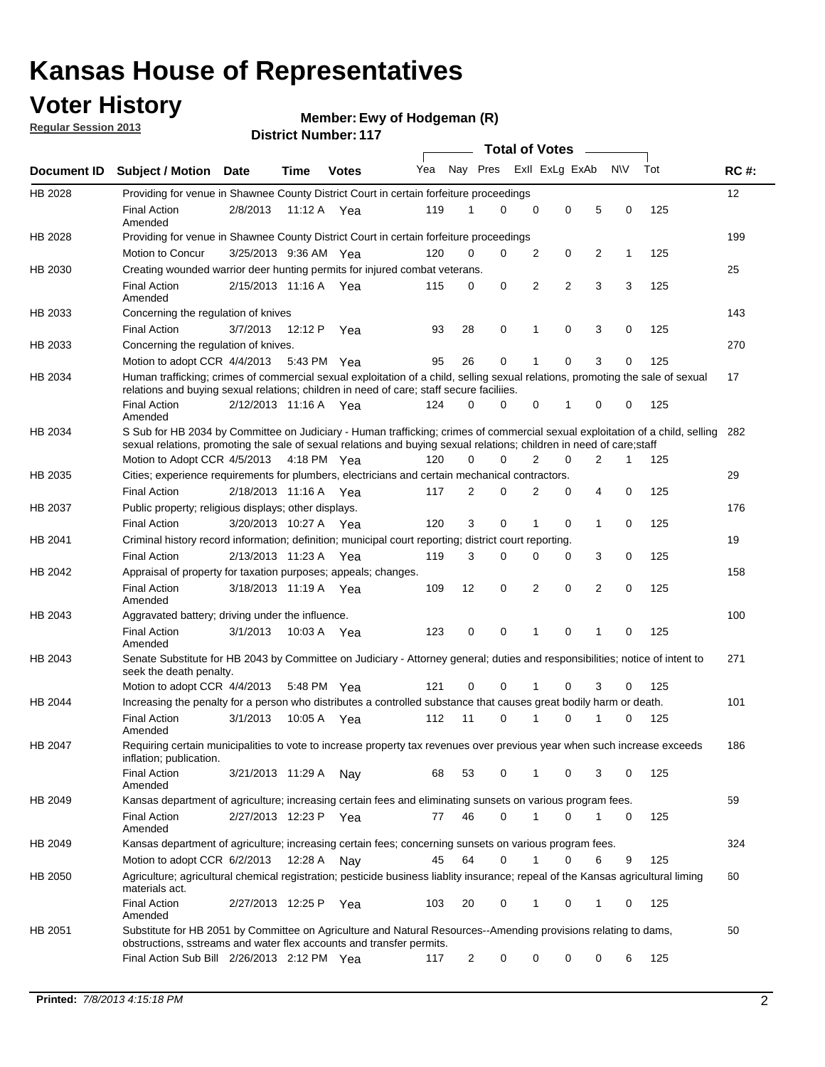# Kansas House of Representatives

## Voter History

**Regular Session 2013**

**Member: Ewy of Hodgeman (R)**

**District Number: 117**

| Document ID | Subject / Motion | Date | Time | Votes | Yea | Nay | Pres | ExII | ExLg | ExAb | N\V | Tot | RC #: |
|---|---|---|---|---|---|---|---|---|---|---|---|---|---|
| HB 2028 | Providing for venue in Shawnee County District Court in certain forfeiture proceedings | | | | | | | | | | | | 12 |
| | Final Action Amended | 2/8/2013 | 11:12 A | Yea | 119 | 1 | 0 | 0 | 0 | 5 | 0 | 125 | |
| HB 2028 | Providing for venue in Shawnee County District Court in certain forfeiture proceedings | | | | | | | | | | | | 199 |
| | Motion to Concur | 3/25/2013 | 9:36 AM | Yea | 120 | 0 | 0 | 2 | 0 | 2 | 1 | 125 | |
| HB 2030 | Creating wounded warrior deer hunting permits for injured combat veterans. | | | | | | | | | | | | 25 |
| | Final Action Amended | 2/15/2013 | 11:16 A | Yea | 115 | 0 | 0 | 2 | 2 | 3 | 3 | 125 | |
| HB 2033 | Concerning the regulation of knives | | | | | | | | | | | | 143 |
| | Final Action | 3/7/2013 | 12:12 P | Yea | 93 | 28 | 0 | 1 | 0 | 3 | 0 | 125 | |
| HB 2033 | Concerning the regulation of knives. | | | | | | | | | | | | 270 |
| | Motion to adopt CCR | 4/4/2013 | 5:43 PM | Yea | 95 | 26 | 0 | 1 | 0 | 3 | 0 | 125 | |
| HB 2034 | Human trafficking; crimes of commercial sexual exploitation of a child, selling sexual relations, promoting the sale of sexual relations and buying sexual relations; children in need of care; staff secure faciliies. | | | | | | | | | | | | 17 |
| | Final Action Amended | 2/12/2013 | 11:16 A | Yea | 124 | 0 | 0 | 0 | 1 | 0 | 0 | 125 | |
| HB 2034 | S Sub for HB 2034 by Committee on Judiciary - Human trafficking; crimes of commercial sexual exploitation of a child, selling sexual relations, promoting the sale of sexual relations and buying sexual relations; children in need of care;staff | | | | | | | | | | | | 282 |
| | Motion to Adopt CCR | 4/5/2013 | 4:18 PM | Yea | 120 | 0 | 0 | 2 | 0 | 2 | 1 | 125 | |
| HB 2035 | Cities; experience requirements for plumbers, electricians and certain mechanical contractors. | | | | | | | | | | | | 29 |
| | Final Action | 2/18/2013 | 11:16 A | Yea | 117 | 2 | 0 | 2 | 0 | 4 | 0 | 125 | |
| HB 2037 | Public property; religious displays; other displays. | | | | | | | | | | | | 176 |
| | Final Action | 3/20/2013 | 10:27 A | Yea | 120 | 3 | 0 | 1 | 0 | 1 | 0 | 125 | |
| HB 2041 | Criminal history record information; definition; municipal court reporting; district court reporting. | | | | | | | | | | | | 19 |
| | Final Action | 2/13/2013 | 11:23 A | Yea | 119 | 3 | 0 | 0 | 0 | 3 | 0 | 125 | |
| HB 2042 | Appraisal of property for taxation purposes; appeals; changes. | | | | | | | | | | | | 158 |
| | Final Action Amended | 3/18/2013 | 11:19 A | Yea | 109 | 12 | 0 | 2 | 0 | 2 | 0 | 125 | |
| HB 2043 | Aggravated battery; driving under the influence. | | | | | | | | | | | | 100 |
| | Final Action Amended | 3/1/2013 | 10:03 A | Yea | 123 | 0 | 0 | 1 | 0 | 1 | 0 | 125 | |
| HB 2043 | Senate Substitute for HB 2043 by Committee on Judiciary - Attorney general; duties and responsibilities; notice of intent to seek the death penalty. | | | | | | | | | | | | 271 |
| | Motion to adopt CCR | 4/4/2013 | 5:48 PM | Yea | 121 | 0 | 0 | 1 | 0 | 3 | 0 | 125 | |
| HB 2044 | Increasing the penalty for a person who distributes a controlled substance that causes great bodily harm or death. | | | | | | | | | | | | 101 |
| | Final Action Amended | 3/1/2013 | 10:05 A | Yea | 112 | 11 | 0 | 1 | 0 | 1 | 0 | 125 | |
| HB 2047 | Requiring certain municipalities to vote to increase property tax revenues over previous year when such increase exceeds inflation; publication. | | | | | | | | | | | | 186 |
| | Final Action Amended | 3/21/2013 | 11:29 A | Nay | 68 | 53 | 0 | 1 | 0 | 3 | 0 | 125 | |
| HB 2049 | Kansas department of agriculture; increasing certain fees and eliminating sunsets on various program fees. | | | | | | | | | | | | 59 |
| | Final Action Amended | 2/27/2013 | 12:23 P | Yea | 77 | 46 | 0 | 1 | 0 | 1 | 0 | 125 | |
| HB 2049 | Kansas department of agriculture; increasing certain fees; concerning sunsets on various program fees. | | | | | | | | | | | | 324 |
| | Motion to adopt CCR | 6/2/2013 | 12:28 A | Nay | 45 | 64 | 0 | 1 | 0 | 6 | 9 | 125 | |
| HB 2050 | Agriculture; agricultural chemical registration; pesticide business liablity insurance; repeal of the Kansas agricultural liming materials act. | | | | | | | | | | | | 60 |
| | Final Action Amended | 2/27/2013 | 12:25 P | Yea | 103 | 20 | 0 | 1 | 0 | 1 | 0 | 125 | |
| HB 2051 | Substitute for HB 2051 by Committee on Agriculture and Natural Resources--Amending provisions relating to dams, obstructions, sstreams and water flex accounts and transfer permits. | | | | | | | | | | | | 50 |
| | Final Action Sub Bill | 2/26/2013 | 2:12 PM | Yea | 117 | 2 | 0 | 0 | 0 | 0 | 6 | 125 | |

**Printed:** *7/8/2013 4:15:18 PM*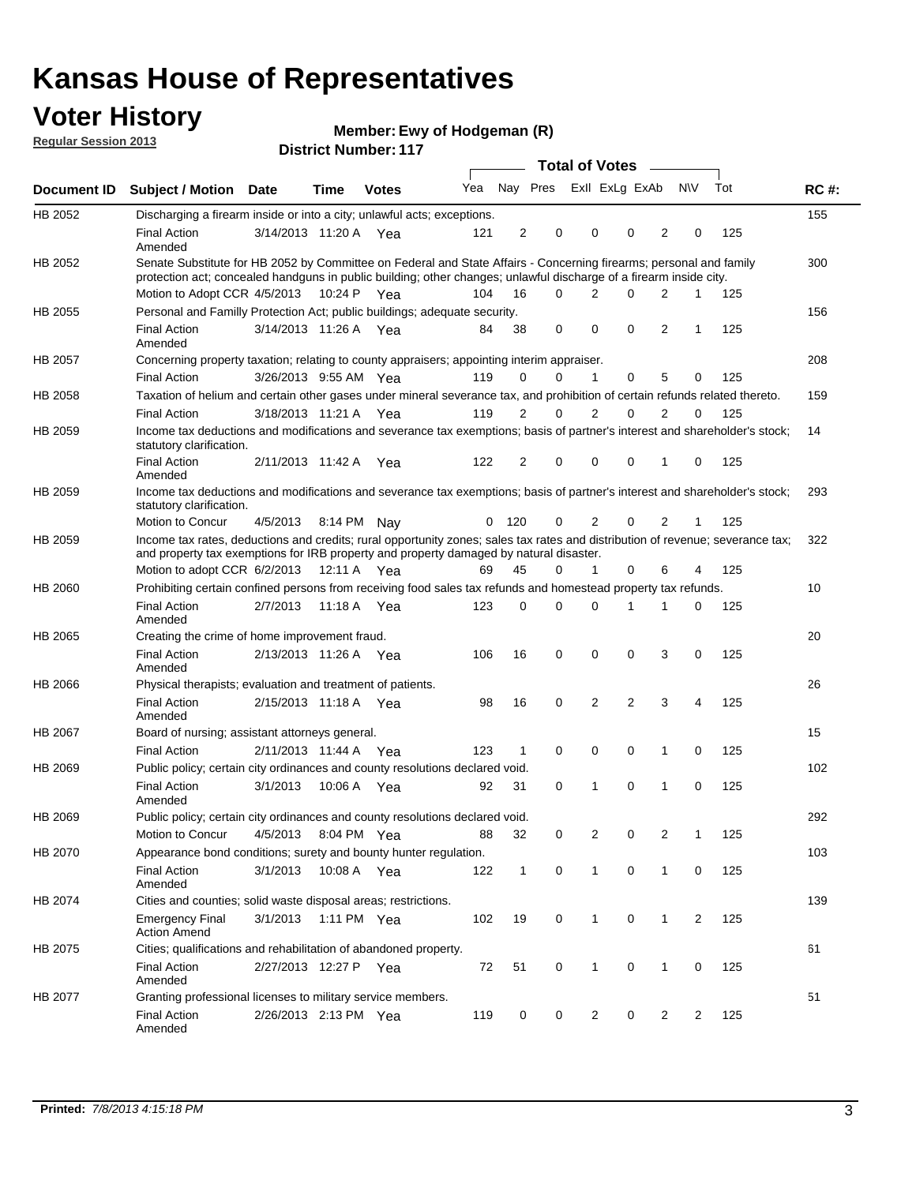# Kansas House of Representatives

## Voter History

**Regular Session 2013**

**Member: Ewy of Hodgeman (R)**

**District Number: 117**

| Document ID | Subject / Motion | Date | Time | Votes | Yea | Nay | Pres | ExII | ExLg | ExAb | N\V | Tot | RC #: |
|---|---|---|---|---|---|---|---|---|---|---|---|---|---|
| HB 2052 | Discharging a firearm inside or into a city; unlawful acts; exceptions. | | | | | | | | | | | | 155 |
| | Final Action Amended | 3/14/2013 | 11:20 A | Yea | 121 | 2 | 0 | 0 | 0 | 2 | 0 | 125 | |
| HB 2052 | Senate Substitute for HB 2052 by Committee on Federal and State Affairs - Concerning firearms; personal and family protection act; concealed handguns in public building; other changes; unlawful discharge of a firearm inside city. | | | | | | | | | | | | 300 |
| | Motion to Adopt CCR | 4/5/2013 | 10:24 P | Yea | 104 | 16 | 0 | 2 | 0 | 2 | 1 | 125 | |
| HB 2055 | Personal and Familly Protection Act; public buildings; adequate security. | | | | | | | | | | | | 156 |
| | Final Action Amended | 3/14/2013 | 11:26 A | Yea | 84 | 38 | 0 | 0 | 0 | 2 | 1 | 125 | |
| HB 2057 | Concerning property taxation; relating to county appraisers; appointing interim appraiser. | | | | | | | | | | | | 208 |
| | Final Action | 3/26/2013 | 9:55 AM | Yea | 119 | 0 | 0 | 1 | 0 | 5 | 0 | 125 | |
| HB 2058 | Taxation of helium and certain other gases under mineral severance tax, and prohibition of certain refunds related thereto. | | | | | | | | | | | | 159 |
| | Final Action | 3/18/2013 | 11:21 A | Yea | 119 | 2 | 0 | 2 | 0 | 2 | 0 | 125 | |
| HB 2059 | Income tax deductions and modifications and severance tax exemptions; basis of partner's interest and shareholder's stock; statutory clarification. | | | | | | | | | | | | 14 |
| | Final Action Amended | 2/11/2013 | 11:42 A | Yea | 122 | 2 | 0 | 0 | 0 | 1 | 0 | 125 | |
| HB 2059 | Income tax deductions and modifications and severance tax exemptions; basis of partner's interest and shareholder's stock; statutory clarification. | | | | | | | | | | | | 293 |
| | Motion to Concur | 4/5/2013 | 8:14 PM | Nay | 0 | 120 | 0 | 2 | 0 | 2 | 1 | 125 | |
| HB 2059 | Income tax rates, deductions and credits; rural opportunity zones; sales tax rates and distribution of revenue; severance tax; and property tax exemptions for IRB property and property damaged by natural disaster. | | | | | | | | | | | | 322 |
| | Motion to adopt CCR | 6/2/2013 | 12:11 A | Yea | 69 | 45 | 0 | 1 | 0 | 6 | 4 | 125 | |
| HB 2060 | Prohibiting certain confined persons from receiving food sales tax refunds and homestead property tax refunds. | | | | | | | | | | | | 10 |
| | Final Action Amended | 2/7/2013 | 11:18 A | Yea | 123 | 0 | 0 | 0 | 1 | 1 | 0 | 125 | |
| HB 2065 | Creating the crime of home improvement fraud. | | | | | | | | | | | | 20 |
| | Final Action Amended | 2/13/2013 | 11:26 A | Yea | 106 | 16 | 0 | 0 | 0 | 3 | 0 | 125 | |
| HB 2066 | Physical therapists; evaluation and treatment of patients. | | | | | | | | | | | | 26 |
| | Final Action Amended | 2/15/2013 | 11:18 A | Yea | 98 | 16 | 0 | 2 | 2 | 3 | 4 | 125 | |
| HB 2067 | Board of nursing; assistant attorneys general. | | | | | | | | | | | | 15 |
| | Final Action | 2/11/2013 | 11:44 A | Yea | 123 | 1 | 0 | 0 | 0 | 1 | 0 | 125 | |
| HB 2069 | Public policy; certain city ordinances and county resolutions declared void. | | | | | | | | | | | | 102 |
| | Final Action Amended | 3/1/2013 | 10:06 A | Yea | 92 | 31 | 0 | 1 | 0 | 1 | 0 | 125 | |
| HB 2069 | Public policy; certain city ordinances and county resolutions declared void. | | | | | | | | | | | | 292 |
| | Motion to Concur | 4/5/2013 | 8:04 PM | Yea | 88 | 32 | 0 | 2 | 0 | 2 | 1 | 125 | |
| HB 2070 | Appearance bond conditions; surety and bounty hunter regulation. | | | | | | | | | | | | 103 |
| | Final Action Amended | 3/1/2013 | 10:08 A | Yea | 122 | 1 | 0 | 1 | 0 | 1 | 0 | 125 | |
| HB 2074 | Cities and counties; solid waste disposal areas; restrictions. | | | | | | | | | | | | 139 |
| | Emergency Final Action Amend | 3/1/2013 | 1:11 PM | Yea | 102 | 19 | 0 | 1 | 0 | 1 | 2 | 125 | |
| HB 2075 | Cities; qualifications and rehabilitation of abandoned property. | | | | | | | | | | | | 61 |
| | Final Action Amended | 2/27/2013 | 12:27 P | Yea | 72 | 51 | 0 | 1 | 0 | 1 | 0 | 125 | |
| HB 2077 | Granting professional licenses to military service members. | | | | | | | | | | | | 51 |
| | Final Action Amended | 2/26/2013 | 2:13 PM | Yea | 119 | 0 | 0 | 2 | 0 | 2 | 2 | 125 | |

**Printed:** *7/8/2013 4:15:18 PM*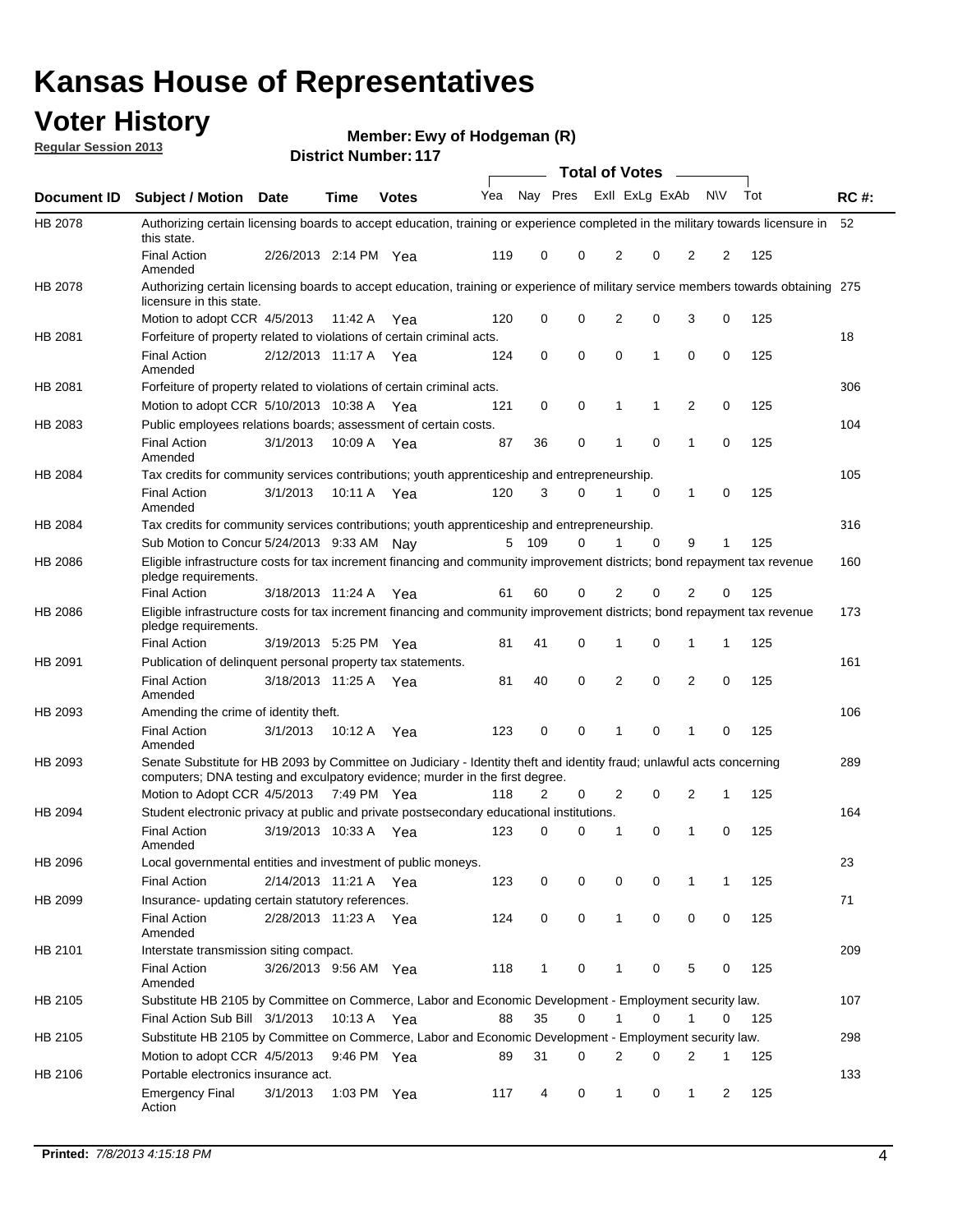# Kansas House of Representatives

## Voter History

**Regular Session 2013**

**Member: Ewy of Hodgeman (R)**

**District Number: 117**

| Document ID | Subject / Motion | Date | Time | Votes | Yea | Nay | Pres | ExII | ExLg | ExAb | N\V | Tot | RC #: |
|---|---|---|---|---|---|---|---|---|---|---|---|---|---|
| HB 2078 | Authorizing certain licensing boards to accept education, training or experience completed in the military towards licensure in this state. | | | | | | | | | | | | 52 |
| | Final Action Amended | 2/26/2013 | 2:14 PM | Yea | 119 | 0 | 0 | 2 | 0 | 2 | 2 | 125 | |
| HB 2078 | Authorizing certain licensing boards to accept education, training or experience of military service members towards obtaining licensure in this state. | | | | | | | | | | | | 275 |
| | Motion to adopt CCR | 4/5/2013 | 11:42 A | Yea | 120 | 0 | 0 | 2 | 0 | 3 | 0 | 125 | |
| HB 2081 | Forfeiture of property related to violations of certain criminal acts. | | | | | | | | | | | | 18 |
| | Final Action Amended | 2/12/2013 | 11:17 A | Yea | 124 | 0 | 0 | 0 | 1 | 0 | 0 | 125 | |
| HB 2081 | Forfeiture of property related to violations of certain criminal acts. | | | | | | | | | | | | 306 |
| | Motion to adopt CCR | 5/10/2013 | 10:38 A | Yea | 121 | 0 | 0 | 1 | 1 | 2 | 0 | 125 | |
| HB 2083 | Public employees relations boards; assessment of certain costs. | | | | | | | | | | | | 104 |
| | Final Action Amended | 3/1/2013 | 10:09 A | Yea | 87 | 36 | 0 | 1 | 0 | 1 | 0 | 125 | |
| HB 2084 | Tax credits for community services contributions; youth apprenticeship and entrepreneurship. | | | | | | | | | | | | 105 |
| | Final Action Amended | 3/1/2013 | 10:11 A | Yea | 120 | 3 | 0 | 1 | 0 | 1 | 0 | 125 | |
| HB 2084 | Tax credits for community services contributions; youth apprenticeship and entrepreneurship. | | | | | | | | | | | | 316 |
| | Sub Motion to Concur | 5/24/2013 | 9:33 AM | Nay | 5 | 109 | 0 | 1 | 0 | 9 | 1 | 125 | |
| HB 2086 | Eligible infrastructure costs for tax increment financing and community improvement districts; bond repayment tax revenue pledge requirements. | | | | | | | | | | | | 160 |
| | Final Action | 3/18/2013 | 11:24 A | Yea | 61 | 60 | 0 | 2 | 0 | 2 | 0 | 125 | |
| HB 2086 | Eligible infrastructure costs for tax increment financing and community improvement districts; bond repayment tax revenue pledge requirements. | | | | | | | | | | | | 173 |
| | Final Action | 3/19/2013 | 5:25 PM | Yea | 81 | 41 | 0 | 1 | 0 | 1 | 1 | 125 | |
| HB 2091 | Publication of delinquent personal property tax statements. | | | | | | | | | | | | 161 |
| | Final Action Amended | 3/18/2013 | 11:25 A | Yea | 81 | 40 | 0 | 2 | 0 | 2 | 0 | 125 | |
| HB 2093 | Amending the crime of identity theft. | | | | | | | | | | | | 106 |
| | Final Action Amended | 3/1/2013 | 10:12 A | Yea | 123 | 0 | 0 | 1 | 0 | 1 | 0 | 125 | |
| HB 2093 | Senate Substitute for HB 2093 by Committee on Judiciary - Identity theft and identity fraud; unlawful acts concerning computers; DNA testing and exculpatory evidence; murder in the first degree. | | | | | | | | | | | | 289 |
| | Motion to Adopt CCR | 4/5/2013 | 7:49 PM | Yea | 118 | 2 | 0 | 2 | 0 | 2 | 1 | 125 | |
| HB 2094 | Student electronic privacy at public and private postsecondary educational institutions. | | | | | | | | | | | | 164 |
| | Final Action Amended | 3/19/2013 | 10:33 A | Yea | 123 | 0 | 0 | 1 | 0 | 1 | 0 | 125 | |
| HB 2096 | Local governmental entities and investment of public moneys. | | | | | | | | | | | | 23 |
| | Final Action | 2/14/2013 | 11:21 A | Yea | 123 | 0 | 0 | 0 | 0 | 1 | 1 | 125 | |
| HB 2099 | Insurance- updating certain statutory references. | | | | | | | | | | | | 71 |
| | Final Action Amended | 2/28/2013 | 11:23 A | Yea | 124 | 0 | 0 | 1 | 0 | 0 | 0 | 125 | |
| HB 2101 | Interstate transmission siting compact. | | | | | | | | | | | | 209 |
| | Final Action Amended | 3/26/2013 | 9:56 AM | Yea | 118 | 1 | 0 | 1 | 0 | 5 | 0 | 125 | |
| HB 2105 | Substitute HB 2105 by Committee on Commerce, Labor and Economic Development - Employment security law. | | | | | | | | | | | | 107 |
| | Final Action Sub Bill | 3/1/2013 | 10:13 A | Yea | 88 | 35 | 0 | 1 | 0 | 1 | 0 | 125 | |
| HB 2105 | Substitute HB 2105 by Committee on Commerce, Labor and Economic Development - Employment security law. | | | | | | | | | | | | 298 |
| | Motion to adopt CCR | 4/5/2013 | 9:46 PM | Yea | 89 | 31 | 0 | 2 | 0 | 2 | 1 | 125 | |
| HB 2106 | Portable electronics insurance act. | | | | | | | | | | | | 133 |
| | Emergency Final Action | 3/1/2013 | 1:03 PM | Yea | 117 | 4 | 0 | 1 | 0 | 1 | 2 | 125 | |

**Printed:** *7/8/2013 4:15:18 PM*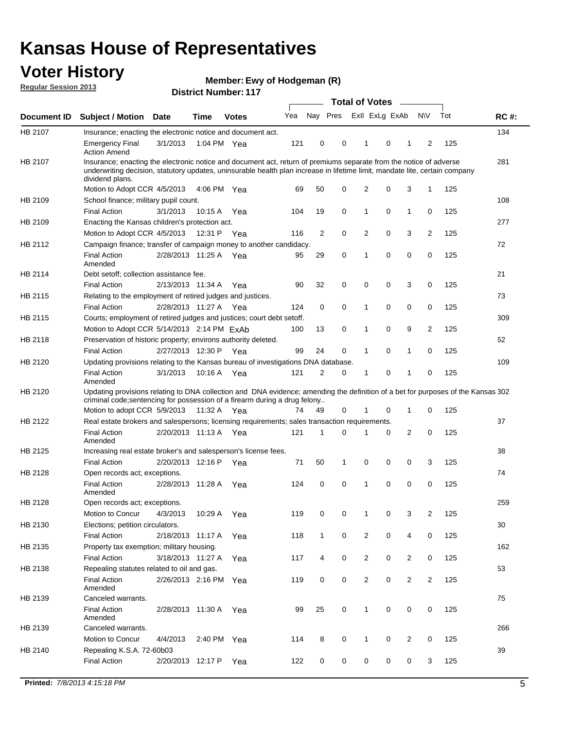# Kansas House of Representatives

## Voter History

**Regular Session 2013**

**Member: Ewy of Hodgeman (R)**

**District Number: 117**

| Document ID | Subject / Motion | Date | Time | Votes | Yea | Nay | Pres | ExII | ExLg | ExAb | N\V | Tot | RC #: |
|---|---|---|---|---|---|---|---|---|---|---|---|---|---|
| HB 2107 | Insurance; enacting the electronic notice and document act. | | | | | | | | | | | | 134 |
| | Emergency Final Action Amend | 3/1/2013 | 1:04 PM | Yea | 121 | 0 | 0 | 1 | 0 | 1 | 2 | 125 | |
| HB 2107 | Insurance; enacting the electronic notice and document act, return of premiums separate from the notice of adverse underwriting decision, statutory updates, uninsurable health plan increase in lifetime limit, mandate lite, certain company dividend plans. | | | | | | | | | | | | 281 |
| | Motion to Adopt CCR | 4/5/2013 | 4:06 PM | Yea | 69 | 50 | 0 | 2 | 0 | 3 | 1 | 125 | |
| HB 2109 | School finance; military pupil count. | | | | | | | | | | | | 108 |
| | Final Action | 3/1/2013 | 10:15 A | Yea | 104 | 19 | 0 | 1 | 0 | 1 | 0 | 125 | |
| HB 2109 | Enacting the Kansas children's protection act. | | | | | | | | | | | | 277 |
| | Motion to Adopt CCR | 4/5/2013 | 12:31 P | Yea | 116 | 2 | 0 | 2 | 0 | 3 | 2 | 125 | |
| HB 2112 | Campaign finance; transfer of campaign money to another candidacy. | | | | | | | | | | | | 72 |
| | Final Action Amended | 2/28/2013 | 11:25 A | Yea | 95 | 29 | 0 | 1 | 0 | 0 | 0 | 125 | |
| HB 2114 | Debt setoff; collection assistance fee. | | | | | | | | | | | | 21 |
| | Final Action | 2/13/2013 | 11:34 A | Yea | 90 | 32 | 0 | 0 | 0 | 3 | 0 | 125 | |
| HB 2115 | Relating to the employment of retired judges and justices. | | | | | | | | | | | | 73 |
| | Final Action | 2/28/2013 | 11:27 A | Yea | 124 | 0 | 0 | 1 | 0 | 0 | 0 | 125 | |
| HB 2115 | Courts; employment of retired judges and justices; court debt setoff. | | | | | | | | | | | | 309 |
| | Motion to Adopt CCR | 5/14/2013 | 2:14 PM | ExAb | 100 | 13 | 0 | 1 | 0 | 9 | 2 | 125 | |
| HB 2118 | Preservation of historic property; environs authority deleted. | | | | | | | | | | | | 62 |
| | Final Action | 2/27/2013 | 12:30 P | Yea | 99 | 24 | 0 | 1 | 0 | 1 | 0 | 125 | |
| HB 2120 | Updating provisions relating to the Kansas bureau of investigations DNA database. | | | | | | | | | | | | 109 |
| | Final Action Amended | 3/1/2013 | 10:16 A | Yea | 121 | 2 | 0 | 1 | 0 | 1 | 0 | 125 | |
| HB 2120 | Updating provisions relating to DNA collection and DNA evidence; amending the definition of a bet for purposes of the Kansas criminal code;sentencing for possession of a firearm during a drug felony.. | | | | | | | | | | | | 302 |
| | Motion to adopt CCR | 5/9/2013 | 11:32 A | Yea | 74 | 49 | 0 | 1 | 0 | 1 | 0 | 125 | |
| HB 2122 | Real estate brokers and salespersons; licensing requirements; sales transaction requirements. | | | | | | | | | | | | 37 |
| | Final Action Amended | 2/20/2013 | 11:13 A | Yea | 121 | 1 | 0 | 1 | 0 | 2 | 0 | 125 | |
| HB 2125 | Increasing real estate broker's and salesperson's license fees. | | | | | | | | | | | | 38 |
| | Final Action | 2/20/2013 | 12:16 P | Yea | 71 | 50 | 1 | 0 | 0 | 0 | 3 | 125 | |
| HB 2128 | Open records act; exceptions. | | | | | | | | | | | | 74 |
| | Final Action Amended | 2/28/2013 | 11:28 A | Yea | 124 | 0 | 0 | 1 | 0 | 0 | 0 | 125 | |
| HB 2128 | Open records act; exceptions. | | | | | | | | | | | | 259 |
| | Motion to Concur | 4/3/2013 | 10:29 A | Yea | 119 | 0 | 0 | 1 | 0 | 3 | 2 | 125 | |
| HB 2130 | Elections; petition circulators. | | | | | | | | | | | | 30 |
| | Final Action | 2/18/2013 | 11:17 A | Yea | 118 | 1 | 0 | 2 | 0 | 4 | 0 | 125 | |
| HB 2135 | Property tax exemption; military housing. | | | | | | | | | | | | 162 |
| | Final Action | 3/18/2013 | 11:27 A | Yea | 117 | 4 | 0 | 2 | 0 | 2 | 0 | 125 | |
| HB 2138 | Repealing statutes related to oil and gas. | | | | | | | | | | | | 53 |
| | Final Action Amended | 2/26/2013 | 2:16 PM | Yea | 119 | 0 | 0 | 2 | 0 | 2 | 2 | 125 | |
| HB 2139 | Canceled warrants. | | | | | | | | | | | | 75 |
| | Final Action Amended | 2/28/2013 | 11:30 A | Yea | 99 | 25 | 0 | 1 | 0 | 0 | 0 | 125 | |
| HB 2139 | Canceled warrants. | | | | | | | | | | | | 266 |
| | Motion to Concur | 4/4/2013 | 2:40 PM | Yea | 114 | 8 | 0 | 1 | 0 | 2 | 0 | 125 | |
| HB 2140 | Repealing K.S.A. 72-60b03 | | | | | | | | | | | | 39 |
| | Final Action | 2/20/2013 | 12:17 P | Yea | 122 | 0 | 0 | 0 | 0 | 0 | 3 | 125 | |

**Printed:** *7/8/2013 4:15:18 PM*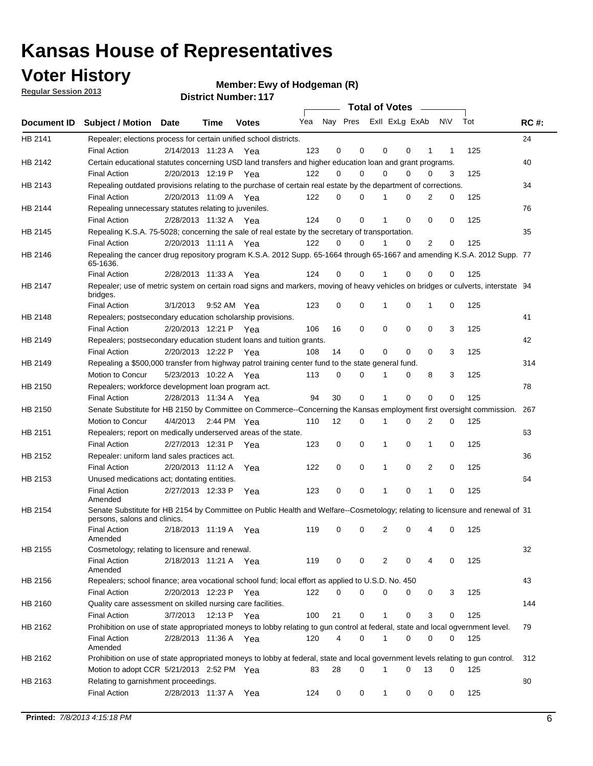# Kansas House of Representatives

## Voter History

**Regular Session 2013**

**Member: Ewy of Hodgeman (R)**

**District Number: 117**

| Document ID | Subject / Motion | Date | Time | Votes | Yea | Nay | Pres | ExII | ExLg | ExAb | N\V | Tot | RC #: |
|---|---|---|---|---|---|---|---|---|---|---|---|---|---|
| HB 2141 | Repealer; elections process for certain unified school districts. | | | | | | | | | | | | 24 |
| | Final Action | 2/14/2013 | 11:23 A | Yea | 123 | 0 | 0 | 0 | 0 | 1 | 1 | 125 | |
| HB 2142 | Certain educational statutes concerning USD land transfers and higher education loan and grant programs. | | | | | | | | | | | | 40 |
| | Final Action | 2/20/2013 | 12:19 P | Yea | 122 | 0 | 0 | 0 | 0 | 0 | 3 | 125 | |
| HB 2143 | Repealing outdated provisions relating to the purchase of certain real estate by the department of corrections. | | | | | | | | | | | | 34 |
| | Final Action | 2/20/2013 | 11:09 A | Yea | 122 | 0 | 0 | 1 | 0 | 2 | 0 | 125 | |
| HB 2144 | Repealing unnecessary statutes relating to juveniles. | | | | | | | | | | | | 76 |
| | Final Action | 2/28/2013 | 11:32 A | Yea | 124 | 0 | 0 | 1 | 0 | 0 | 0 | 125 | |
| HB 2145 | Repealing K.S.A. 75-5028; concerning the sale of real estate by the secretary of transportation. | | | | | | | | | | | | 35 |
| | Final Action | 2/20/2013 | 11:11 A | Yea | 122 | 0 | 0 | 1 | 0 | 2 | 0 | 125 | |
| HB 2146 | Repealing the cancer drug repository program K.S.A. 2012 Supp. 65-1664 through 65-1667 and amending K.S.A. 2012 Supp. 65-1636. | | | | | | | | | | | | 77 |
| | Final Action | 2/28/2013 | 11:33 A | Yea | 124 | 0 | 0 | 1 | 0 | 0 | 0 | 125 | |
| HB 2147 | Repealer; use of metric system on certain road signs and markers, moving of heavy vehicles on bridges or culverts, interstate bridges. | | | | | | | | | | | | 94 |
| | Final Action | 3/1/2013 | 9:52 AM | Yea | 123 | 0 | 0 | 1 | 0 | 1 | 0 | 125 | |
| HB 2148 | Repealers; postsecondary education scholarship provisions. | | | | | | | | | | | | 41 |
| | Final Action | 2/20/2013 | 12:21 P | Yea | 106 | 16 | 0 | 0 | 0 | 0 | 3 | 125 | |
| HB 2149 | Repealers; postsecondary education student loans and tuition grants. | | | | | | | | | | | | 42 |
| | Final Action | 2/20/2013 | 12:22 P | Yea | 108 | 14 | 0 | 0 | 0 | 0 | 3 | 125 | |
| HB 2149 | Repealing a $500,000 transfer from highway patrol training center fund to the state general fund. | | | | | | | | | | | | 314 |
| | Motion to Concur | 5/23/2013 | 10:22 A | Yea | 113 | 0 | 0 | 1 | 0 | 8 | 3 | 125 | |
| HB 2150 | Repealers; workforce development loan program act. | | | | | | | | | | | | 78 |
| | Final Action | 2/28/2013 | 11:34 A | Yea | 94 | 30 | 0 | 1 | 0 | 0 | 0 | 125 | |
| HB 2150 | Senate Substitute for HB 2150 by Committee on Commerce--Concerning the Kansas employment first oversight commission. | | | | | | | | | | | | 267 |
| | Motion to Concur | 4/4/2013 | 2:44 PM | Yea | 110 | 12 | 0 | 1 | 0 | 2 | 0 | 125 | |
| HB 2151 | Repealers; report on medically underserved areas of the state. | | | | | | | | | | | | 63 |
| | Final Action | 2/27/2013 | 12:31 P | Yea | 123 | 0 | 0 | 1 | 0 | 1 | 0 | 125 | |
| HB 2152 | Repealer: uniform land sales practices act. | | | | | | | | | | | | 36 |
| | Final Action | 2/20/2013 | 11:12 A | Yea | 122 | 0 | 0 | 1 | 0 | 2 | 0 | 125 | |
| HB 2153 | Unused medications act; dontating entities. | | | | | | | | | | | | 64 |
| | Final Action Amended | 2/27/2013 | 12:33 P | Yea | 123 | 0 | 0 | 1 | 0 | 1 | 0 | 125 | |
| HB 2154 | Senate Substitute for HB 2154 by Committee on Public Health and Welfare--Cosmetology; relating to licensure and renewal of persons, salons and clinics. | | | | | | | | | | | | 31 |
| | Final Action Amended | 2/18/2013 | 11:19 A | Yea | 119 | 0 | 0 | 2 | 0 | 4 | 0 | 125 | |
| HB 2155 | Cosmetology; relating to licensure and renewal. | | | | | | | | | | | | 32 |
| | Final Action Amended | 2/18/2013 | 11:21 A | Yea | 119 | 0 | 0 | 2 | 0 | 4 | 0 | 125 | |
| HB 2156 | Repealers; school finance; area vocational school fund; local effort as applied to U.S.D. No. 450 | | | | | | | | | | | | 43 |
| | Final Action | 2/20/2013 | 12:23 P | Yea | 122 | 0 | 0 | 0 | 0 | 0 | 3 | 125 | |
| HB 2160 | Quality care assessment on skilled nursing care facilities. | | | | | | | | | | | | 144 |
| | Final Action | 3/7/2013 | 12:13 P | Yea | 100 | 21 | 0 | 1 | 0 | 3 | 0 | 125 | |
| HB 2162 | Prohibition on use of state appropriated moneys to lobby relating to gun control at federal, state and local ogvernment level. | | | | | | | | | | | | 79 |
| | Final Action Amended | 2/28/2013 | 11:36 A | Yea | 120 | 4 | 0 | 1 | 0 | 0 | 0 | 125 | |
| HB 2162 | Prohibition on use of state appropriated moneys to lobby at federal, state and local government levels relating to gun control. | | | | | | | | | | | | 312 |
| | Motion to adopt CCR | 5/21/2013 | 2:52 PM | Yea | 83 | 28 | 0 | 1 | 0 | 13 | 0 | 125 | |
| HB 2163 | Relating to garnishment proceedings. | | | | | | | | | | | | 80 |
| | Final Action | 2/28/2013 | 11:37 A | Yea | 124 | 0 | 0 | 1 | 0 | 0 | 0 | 125 | |

**Printed:** *7/8/2013 4:15:18 PM*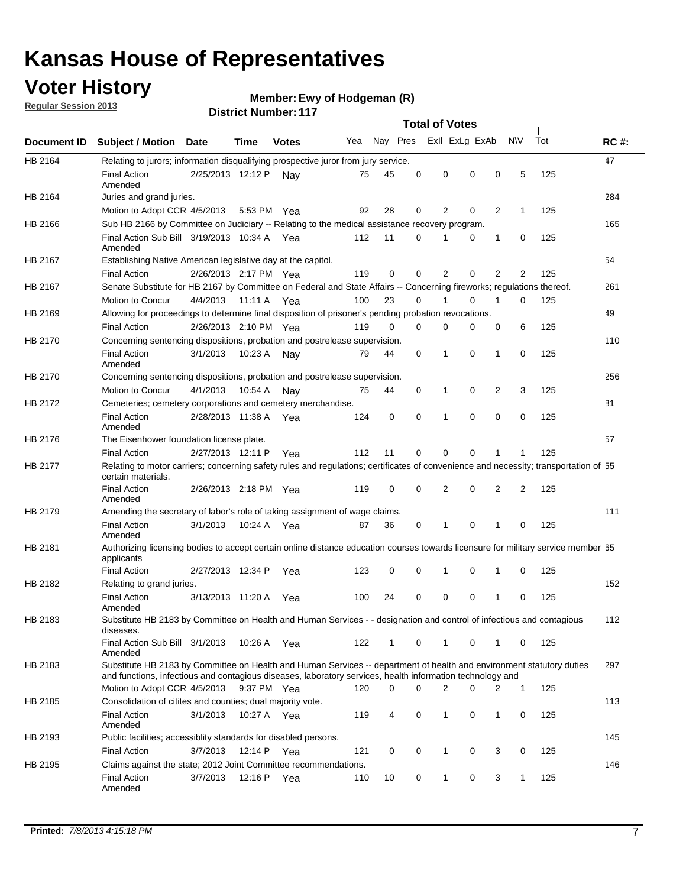# Kansas House of Representatives

## Voter History

**Regular Session 2013**

**Member: Ewy of Hodgeman (R)**

**District Number: 117**

| Document ID | Subject / Motion | Date | Time | Votes | Yea | Nay | Pres | Exll | ExLg | ExAb | N\V | Tot | RC #: |
|---|---|---|---|---|---|---|---|---|---|---|---|---|---|
| HB 2164 | Relating to jurors; information disqualifying prospective juror from jury service. | | | | | | | | | | | | 47 |
| | Final Action Amended | 2/25/2013 | 12:12 P | Nay | 75 | 45 | 0 | 0 | 0 | 0 | 5 | 125 | |
| HB 2164 | Juries and grand juries. | | | | | | | | | | | | 284 |
| | Motion to Adopt CCR | 4/5/2013 | 5:53 PM | Yea | 92 | 28 | 0 | 2 | 0 | 2 | 1 | 125 | |
| HB 2166 | Sub HB 2166 by Committee on Judiciary -- Relating to the medical assistance recovery program. | | | | | | | | | | | | 165 |
| | Final Action Sub Bill Amended | 3/19/2013 | 10:34 A | Yea | 112 | 11 | 0 | 1 | 0 | 1 | 0 | 125 | |
| HB 2167 | Establishing Native American legislative day at the capitol. | | | | | | | | | | | | 54 |
| | Final Action | 2/26/2013 | 2:17 PM | Yea | 119 | 0 | 0 | 2 | 0 | 2 | 2 | 125 | |
| HB 2167 | Senate Substitute for HB 2167 by Committee on Federal and State Affairs -- Concerning fireworks; regulations thereof. | | | | | | | | | | | | 261 |
| | Motion to Concur | 4/4/2013 | 11:11 A | Yea | 100 | 23 | 0 | 1 | 0 | 1 | 0 | 125 | |
| HB 2169 | Allowing for proceedings to determine final disposition of prisoner's pending probation revocations. | | | | | | | | | | | | 49 |
| | Final Action | 2/26/2013 | 2:10 PM | Yea | 119 | 0 | 0 | 0 | 0 | 0 | 6 | 125 | |
| HB 2170 | Concerning sentencing dispositions, probation and postrelease supervision. | | | | | | | | | | | | 110 |
| | Final Action Amended | 3/1/2013 | 10:23 A | Nay | 79 | 44 | 0 | 1 | 0 | 1 | 0 | 125 | |
| HB 2170 | Concerning sentencing dispositions, probation and postrelease supervision. | | | | | | | | | | | | 256 |
| | Motion to Concur | 4/1/2013 | 10:54 A | Nay | 75 | 44 | 0 | 1 | 0 | 2 | 3 | 125 | |
| HB 2172 | Cemeteries; cemetery corporations and cemetery merchandise. | | | | | | | | | | | | 81 |
| | Final Action Amended | 2/28/2013 | 11:38 A | Yea | 124 | 0 | 0 | 1 | 0 | 0 | 0 | 125 | |
| HB 2176 | The Eisenhower foundation license plate. | | | | | | | | | | | | 57 |
| | Final Action | 2/27/2013 | 12:11 P | Yea | 112 | 11 | 0 | 0 | 0 | 1 | 1 | 125 | |
| HB 2177 | Relating to motor carriers; concerning safety rules and regulations; certificates of convenience and necessity; transportation of certain materials. | | | | | | | | | | | | 55 |
| | Final Action Amended | 2/26/2013 | 2:18 PM | Yea | 119 | 0 | 0 | 2 | 0 | 2 | 2 | 125 | |
| HB 2179 | Amending the secretary of labor's role of taking assignment of wage claims. | | | | | | | | | | | | 111 |
| | Final Action Amended | 3/1/2013 | 10:24 A | Yea | 87 | 36 | 0 | 1 | 0 | 1 | 0 | 125 | |
| HB 2181 | Authorizing licensing bodies to accept certain online distance education courses towards licensure for military service member applicants | | | | | | | | | | | | 65 |
| | Final Action | 2/27/2013 | 12:34 P | Yea | 123 | 0 | 0 | 1 | 0 | 1 | 0 | 125 | |
| HB 2182 | Relating to grand juries. | | | | | | | | | | | | 152 |
| | Final Action Amended | 3/13/2013 | 11:20 A | Yea | 100 | 24 | 0 | 0 | 0 | 1 | 0 | 125 | |
| HB 2183 | Substitute HB 2183 by Committee on Health and Human Services - - designation and control of infectious and contagious diseases. | | | | | | | | | | | | 112 |
| | Final Action Sub Bill Amended | 3/1/2013 | 10:26 A | Yea | 122 | 1 | 0 | 1 | 0 | 1 | 0 | 125 | |
| HB 2183 | Substitute HB 2183 by Committee on Health and Human Services -- department of health and environment statutory duties and functions, infectious and contagious diseases, laboratory services, health information technology and | | | | | | | | | | | | 297 |
| | Motion to Adopt CCR | 4/5/2013 | 9:37 PM | Yea | 120 | 0 | 0 | 2 | 0 | 2 | 1 | 125 | |
| HB 2185 | Consolidation of citites and counties; dual majority vote. | | | | | | | | | | | | 113 |
| | Final Action Amended | 3/1/2013 | 10:27 A | Yea | 119 | 4 | 0 | 1 | 0 | 1 | 0 | 125 | |
| HB 2193 | Public facilities; accessiblity standards for disabled persons. | | | | | | | | | | | | 145 |
| | Final Action | 3/7/2013 | 12:14 P | Yea | 121 | 0 | 0 | 1 | 0 | 3 | 0 | 125 | |
| HB 2195 | Claims against the state; 2012 Joint Committee recommendations. | | | | | | | | | | | | 146 |
| | Final Action Amended | 3/7/2013 | 12:16 P | Yea | 110 | 10 | 0 | 1 | 0 | 3 | 1 | 125 | |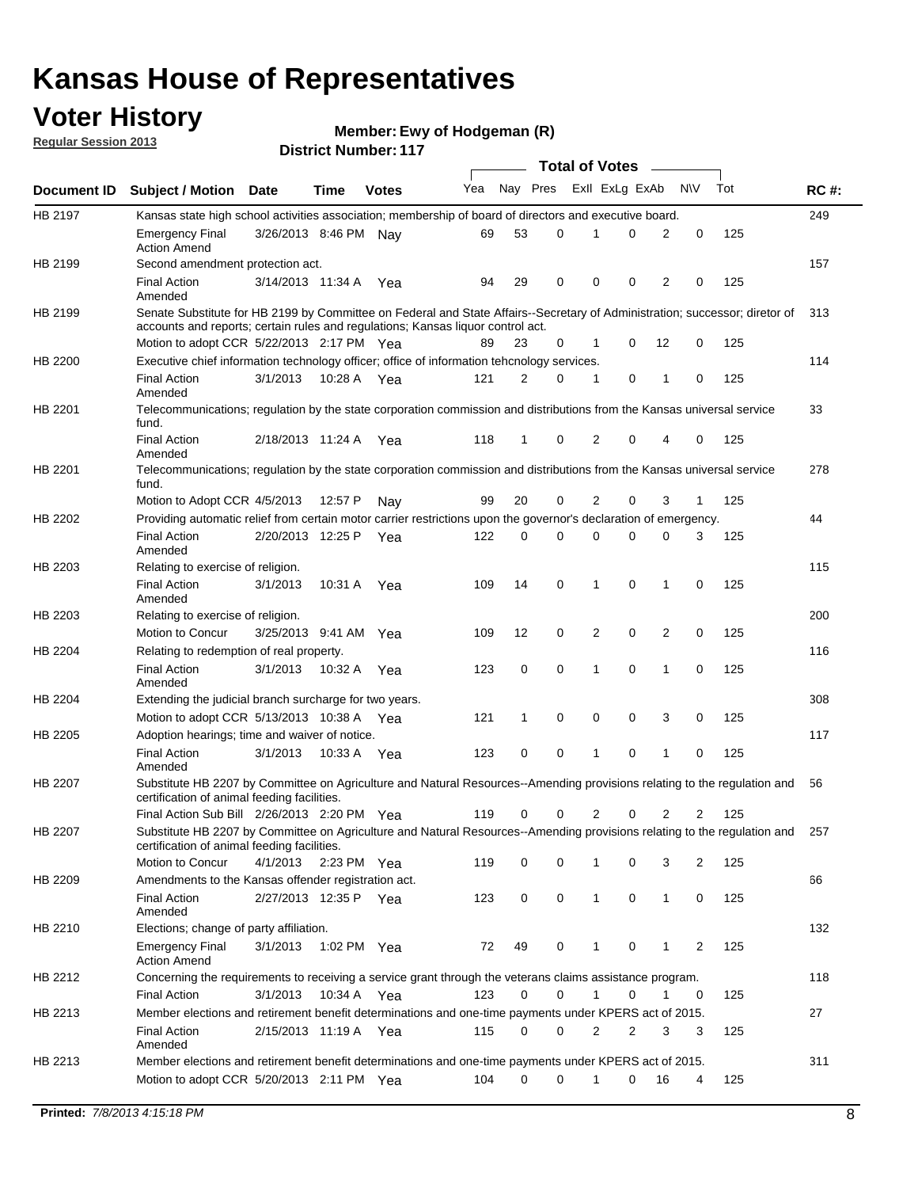# Kansas House of Representatives

## Voter History

**Regular Session 2013**

**Member: Ewy of Hodgeman (R)**

**District Number: 117**

| Document ID | Subject / Motion | Date | Time | Votes | Yea | Nay | Pres | ExII | ExLg | ExAb | N\V | Tot | RC #: |
|---|---|---|---|---|---|---|---|---|---|---|---|---|---|
| HB 2197 | Kansas state high school activities association; membership of board of directors and executive board. | | | | | | | | | | | | 249 |
| | Emergency Final Action Amend | 3/26/2013 | 8:46 PM | Nay | 69 | 53 | 0 | 1 | 0 | 2 | 0 | 125 | |
| HB 2199 | Second amendment protection act. | | | | | | | | | | | | 157 |
| | Final Action Amended | 3/14/2013 | 11:34 A | Yea | 94 | 29 | 0 | 0 | 0 | 2 | 0 | 125 | |
| HB 2199 | Senate Substitute for HB 2199 by Committee on Federal and State Affairs--Secretary of Administration; successor; diretor of accounts and reports; certain rules and regulations; Kansas liquor control act. | | | | | | | | | | | | 313 |
| | Motion to adopt CCR | 5/22/2013 | 2:17 PM | Yea | 89 | 23 | 0 | 1 | 0 | 12 | 0 | 125 | |
| HB 2200 | Executive chief information technology officer; office of information tehcnology services. | | | | | | | | | | | | 114 |
| | Final Action Amended | 3/1/2013 | 10:28 A | Yea | 121 | 2 | 0 | 1 | 0 | 1 | 0 | 125 | |
| HB 2201 | Telecommunications; regulation by the state corporation commission and distributions from the Kansas universal service fund. | | | | | | | | | | | | 33 |
| | Final Action Amended | 2/18/2013 | 11:24 A | Yea | 118 | 1 | 0 | 2 | 0 | 4 | 0 | 125 | |
| HB 2201 | Telecommunications; regulation by the state corporation commission and distributions from the Kansas universal service fund. | | | | | | | | | | | | 278 |
| | Motion to Adopt CCR | 4/5/2013 | 12:57 P | Nay | 99 | 20 | 0 | 2 | 0 | 3 | 1 | 125 | |
| HB 2202 | Providing automatic relief from certain motor carrier restrictions upon the governor's declaration of emergency. | | | | | | | | | | | | 44 |
| | Final Action Amended | 2/20/2013 | 12:25 P | Yea | 122 | 0 | 0 | 0 | 0 | 0 | 3 | 125 | |
| HB 2203 | Relating to exercise of religion. | | | | | | | | | | | | 115 |
| | Final Action Amended | 3/1/2013 | 10:31 A | Yea | 109 | 14 | 0 | 1 | 0 | 1 | 0 | 125 | |
| HB 2203 | Relating to exercise of religion. | | | | | | | | | | | | 200 |
| | Motion to Concur | 3/25/2013 | 9:41 AM | Yea | 109 | 12 | 0 | 2 | 0 | 2 | 0 | 125 | |
| HB 2204 | Relating to redemption of real property. | | | | | | | | | | | | 116 |
| | Final Action Amended | 3/1/2013 | 10:32 A | Yea | 123 | 0 | 0 | 1 | 0 | 1 | 0 | 125 | |
| HB 2204 | Extending the judicial branch surcharge for two years. | | | | | | | | | | | | 308 |
| | Motion to adopt CCR | 5/13/2013 | 10:38 A | Yea | 121 | 1 | 0 | 0 | 0 | 3 | 0 | 125 | |
| HB 2205 | Adoption hearings; time and waiver of notice. | | | | | | | | | | | | 117 |
| | Final Action Amended | 3/1/2013 | 10:33 A | Yea | 123 | 0 | 0 | 1 | 0 | 1 | 0 | 125 | |
| HB 2207 | Substitute HB 2207 by Committee on Agriculture and Natural Resources--Amending provisions relating to the regulation and certification of animal feeding facilities. | | | | | | | | | | | | 56 |
| | Final Action Sub Bill | 2/26/2013 | 2:20 PM | Yea | 119 | 0 | 0 | 2 | 0 | 2 | 2 | 125 | |
| HB 2207 | Substitute HB 2207 by Committee on Agriculture and Natural Resources--Amending provisions relating to the regulation and certification of animal feeding facilities. | | | | | | | | | | | | 257 |
| | Motion to Concur | 4/1/2013 | 2:23 PM | Yea | 119 | 0 | 0 | 1 | 0 | 3 | 2 | 125 | |
| HB 2209 | Amendments to the Kansas offender registration act. | | | | | | | | | | | | 66 |
| | Final Action Amended | 2/27/2013 | 12:35 P | Yea | 123 | 0 | 0 | 1 | 0 | 1 | 0 | 125 | |
| HB 2210 | Elections; change of party affiliation. | | | | | | | | | | | | 132 |
| | Emergency Final Action Amend | 3/1/2013 | 1:02 PM | Yea | 72 | 49 | 0 | 1 | 0 | 1 | 2 | 125 | |
| HB 2212 | Concerning the requirements to receiving a service grant through the veterans claims assistance program. | | | | | | | | | | | | 118 |
| | Final Action | 3/1/2013 | 10:34 A | Yea | 123 | 0 | 0 | 1 | 0 | 1 | 0 | 125 | |
| HB 2213 | Member elections and retirement benefit determinations and one-time payments under KPERS act of 2015. | | | | | | | | | | | | 27 |
| | Final Action Amended | 2/15/2013 | 11:19 A | Yea | 115 | 0 | 0 | 2 | 2 | 3 | 3 | 125 | |
| HB 2213 | Member elections and retirement benefit determinations and one-time payments under KPERS act of 2015. | | | | | | | | | | | | 311 |
| | Motion to adopt CCR | 5/20/2013 | 2:11 PM | Yea | 104 | 0 | 0 | 1 | 0 | 16 | 4 | 125 | |

**Printed:** *7/8/2013 4:15:18 PM*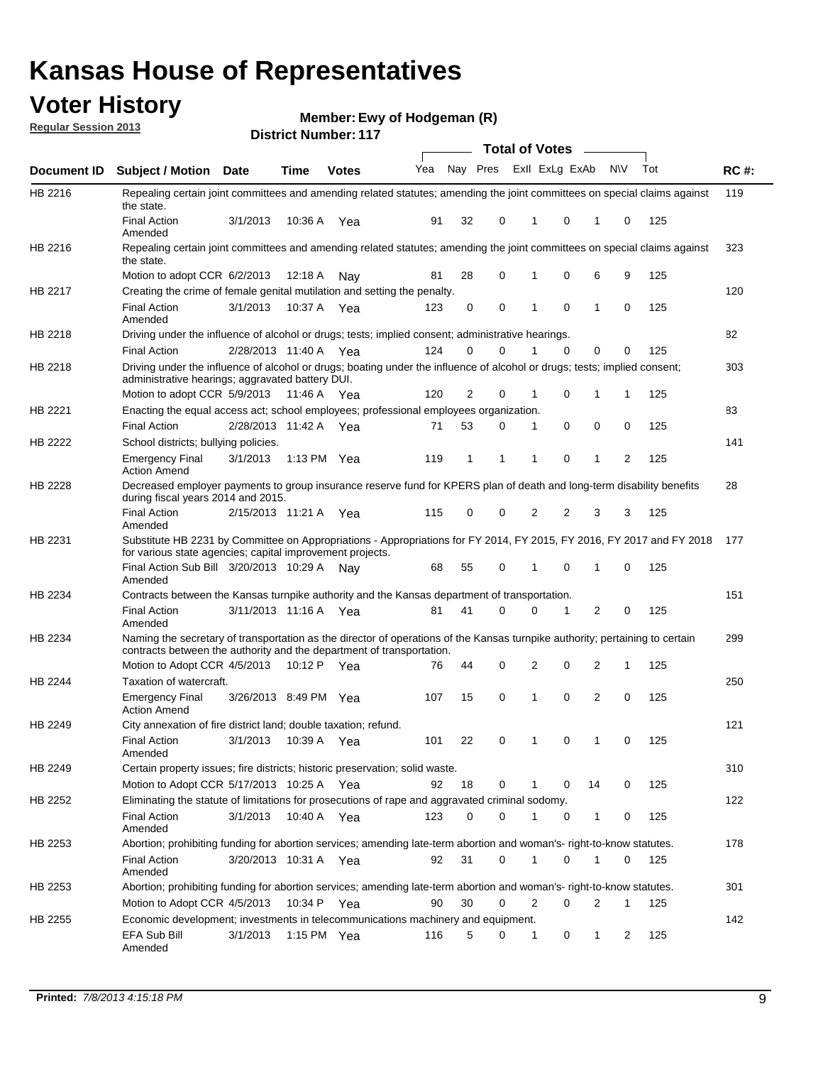# Kansas House of Representatives

## Voter History

**Regular Session 2013**

**Member: Ewy of Hodgeman (R)**

**District Number: 117**

| Document ID | Subject / Motion | Date | Time | Votes | Yea | Nay | Pres | ExII | ExLg | ExAb | N\V | Tot | RC #: |
|---|---|---|---|---|---|---|---|---|---|---|---|---|---|
| HB 2216 | Repealing certain joint committees and amending related statutes; amending the joint committees on special claims against the state. | | | | | | | | | | | | 119 |
| | Final Action Amended | 3/1/2013 | 10:36 A | Yea | 91 | 32 | 0 | 1 | 0 | 1 | 0 | 125 | |
| HB 2216 | Repealing certain joint committees and amending related statutes; amending the joint committees on special claims against the state. | | | | | | | | | | | | 323 |
| | Motion to adopt CCR | 6/2/2013 | 12:18 A | Nay | 81 | 28 | 0 | 1 | 0 | 6 | 9 | 125 | |
| HB 2217 | Creating the crime of female genital mutilation and setting the penalty. | | | | | | | | | | | | 120 |
| | Final Action Amended | 3/1/2013 | 10:37 A | Yea | 123 | 0 | 0 | 1 | 0 | 1 | 0 | 125 | |
| HB 2218 | Driving under the influence of alcohol or drugs; tests; implied consent; administrative hearings. | | | | | | | | | | | | 82 |
| | Final Action | 2/28/2013 | 11:40 A | Yea | 124 | 0 | 0 | 1 | 0 | 0 | 0 | 125 | |
| HB 2218 | Driving under the influence of alcohol or drugs; boating under the influence of alcohol or drugs; tests; implied consent; administrative hearings; aggravated battery DUI. | | | | | | | | | | | | 303 |
| | Motion to adopt CCR | 5/9/2013 | 11:46 A | Yea | 120 | 2 | 0 | 1 | 0 | 1 | 1 | 125 | |
| HB 2221 | Enacting the equal access act; school employees; professional employees organization. | | | | | | | | | | | | 83 |
| | Final Action | 2/28/2013 | 11:42 A | Yea | 71 | 53 | 0 | 1 | 0 | 0 | 0 | 125 | |
| HB 2222 | School districts; bullying policies. | | | | | | | | | | | | 141 |
| | Emergency Final Action Amend | 3/1/2013 | 1:13 PM | Yea | 119 | 1 | 1 | 1 | 0 | 1 | 2 | 125 | |
| HB 2228 | Decreased employer payments to group insurance reserve fund for KPERS plan of death and long-term disability benefits during fiscal years 2014 and 2015. | | | | | | | | | | | | 28 |
| | Final Action Amended | 2/15/2013 | 11:21 A | Yea | 115 | 0 | 0 | 2 | 2 | 3 | 3 | 125 | |
| HB 2231 | Substitute HB 2231 by Committee on Appropriations - Appropriations for FY 2014, FY 2015, FY 2016, FY 2017 and FY 2018 for various state agencies; capital improvement projects. | | | | | | | | | | | | 177 |
| | Final Action Sub Bill Amended | 3/20/2013 | 10:29 A | Nay | 68 | 55 | 0 | 1 | 0 | 1 | 0 | 125 | |
| HB 2234 | Contracts between the Kansas turnpike authority and the Kansas department of transportation. | | | | | | | | | | | | 151 |
| | Final Action Amended | 3/11/2013 | 11:16 A | Yea | 81 | 41 | 0 | 0 | 1 | 2 | 0 | 125 | |
| HB 2234 | Naming the secretary of transportation as the director of operations of the Kansas turnpike authority; pertaining to certain contracts between the authority and the department of transportation. | | | | | | | | | | | | 299 |
| | Motion to Adopt CCR | 4/5/2013 | 10:12 P | Yea | 76 | 44 | 0 | 2 | 0 | 2 | 1 | 125 | |
| HB 2244 | Taxation of watercraft. | | | | | | | | | | | | 250 |
| | Emergency Final Action Amend | 3/26/2013 | 8:49 PM | Yea | 107 | 15 | 0 | 1 | 0 | 2 | 0 | 125 | |
| HB 2249 | City annexation of fire district land; double taxation; refund. | | | | | | | | | | | | 121 |
| | Final Action Amended | 3/1/2013 | 10:39 A | Yea | 101 | 22 | 0 | 1 | 0 | 1 | 0 | 125 | |
| HB 2249 | Certain property issues; fire districts; historic preservation; solid waste. | | | | | | | | | | | | 310 |
| | Motion to Adopt CCR | 5/17/2013 | 10:25 A | Yea | 92 | 18 | 0 | 1 | 0 | 14 | 0 | 125 | |
| HB 2252 | Eliminating the statute of limitations for prosecutions of rape and aggravated criminal sodomy. | | | | | | | | | | | | 122 |
| | Final Action Amended | 3/1/2013 | 10:40 A | Yea | 123 | 0 | 0 | 1 | 0 | 1 | 0 | 125 | |
| HB 2253 | Abortion; prohibiting funding for abortion services; amending late-term abortion and woman's- right-to-know statutes. | | | | | | | | | | | | 178 |
| | Final Action Amended | 3/20/2013 | 10:31 A | Yea | 92 | 31 | 0 | 1 | 0 | 1 | 0 | 125 | |
| HB 2253 | Abortion; prohibiting funding for abortion services; amending late-term abortion and woman's- right-to-know statutes. | | | | | | | | | | | | 301 |
| | Motion to Adopt CCR | 4/5/2013 | 10:34 P | Yea | 90 | 30 | 0 | 2 | 0 | 2 | 1 | 125 | |
| HB 2255 | Economic development; investments in telecommunications machinery and equipment. | | | | | | | | | | | | 142 |
| | EFA Sub Bill Amended | 3/1/2013 | 1:15 PM | Yea | 116 | 5 | 0 | 1 | 0 | 1 | 2 | 125 | |

**Printed:** 7/8/2013 4:15:18 PM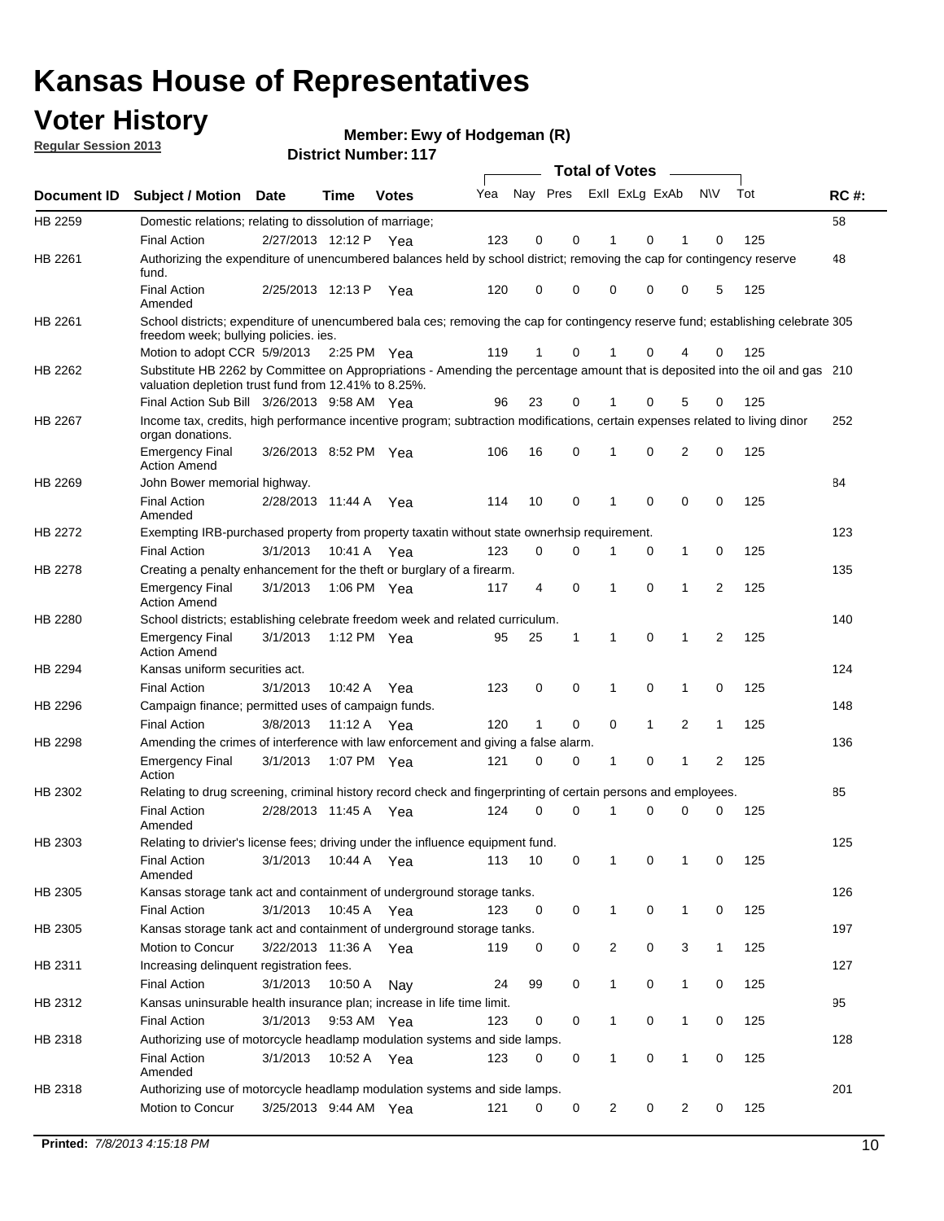# Kansas House of Representatives

## Voter History

**Regular Session 2013**

**Member: Ewy of Hodgeman (R)**

**District Number: 117**

| Document ID | Subject / Motion | Date | Time | Votes | Yea | Nay | Pres | ExII | ExLg | ExAb | N\V | Tot | RC #: |
|---|---|---|---|---|---|---|---|---|---|---|---|---|---|
| HB 2259 | Domestic relations; relating to dissolution of marriage; | | | | | | | | | | | | 58 |
| | Final Action | 2/27/2013 | 12:12 P | Yea | 123 | 0 | 0 | 1 | 0 | 1 | 0 | 125 | |
| HB 2261 | Authorizing the expenditure of unencumbered balances held by school district; removing the cap for contingency reserve fund. | | | | | | | | | | | | 48 |
| | Final Action Amended | 2/25/2013 | 12:13 P | Yea | 120 | 0 | 0 | 0 | 0 | 0 | 5 | 125 | |
| HB 2261 | School districts; expenditure of unencumbered bala ces; removing the cap for contingency reserve fund; establishing celebrate freedom week; bullying policies. ies. | | | | | | | | | | | | 305 |
| | Motion to adopt CCR | 5/9/2013 | 2:25 PM | Yea | 119 | 1 | 0 | 1 | 0 | 4 | 0 | 125 | |
| HB 2262 | Substitute HB 2262 by Committee on Appropriations - Amending the percentage amount that is deposited into the oil and gas valuation depletion trust fund from 12.41% to 8.25%. | | | | | | | | | | | | 210 |
| | Final Action Sub Bill | 3/26/2013 | 9:58 AM | Yea | 96 | 23 | 0 | 1 | 0 | 5 | 0 | 125 | |
| HB 2267 | Income tax, credits, high performance incentive program; subtraction modifications, certain expenses related to living dinor organ donations. | | | | | | | | | | | | 252 |
| | Emergency Final Action Amend | 3/26/2013 | 8:52 PM | Yea | 106 | 16 | 0 | 1 | 0 | 2 | 0 | 125 | |
| HB 2269 | John Bower memorial highway. | | | | | | | | | | | | 84 |
| | Final Action Amended | 2/28/2013 | 11:44 A | Yea | 114 | 10 | 0 | 1 | 0 | 0 | 0 | 125 | |
| HB 2272 | Exempting IRB-purchased property from property taxatin without state ownerhsip requirement. | | | | | | | | | | | | 123 |
| | Final Action | 3/1/2013 | 10:41 A | Yea | 123 | 0 | 0 | 1 | 0 | 1 | 0 | 125 | |
| HB 2278 | Creating a penalty enhancement for the theft or burglary of a firearm. | | | | | | | | | | | | 135 |
| | Emergency Final Action Amend | 3/1/2013 | 1:06 PM | Yea | 117 | 4 | 0 | 1 | 0 | 1 | 2 | 125 | |
| HB 2280 | School districts; establishing celebrate freedom week and related curriculum. | | | | | | | | | | | | 140 |
| | Emergency Final Action Amend | 3/1/2013 | 1:12 PM | Yea | 95 | 25 | 1 | 1 | 0 | 1 | 2 | 125 | |
| HB 2294 | Kansas uniform securities act. | | | | | | | | | | | | 124 |
| | Final Action | 3/1/2013 | 10:42 A | Yea | 123 | 0 | 0 | 1 | 0 | 1 | 0 | 125 | |
| HB 2296 | Campaign finance; permitted uses of campaign funds. | | | | | | | | | | | | 148 |
| | Final Action | 3/8/2013 | 11:12 A | Yea | 120 | 1 | 0 | 0 | 1 | 2 | 1 | 125 | |
| HB 2298 | Amending the crimes of interference with law enforcement and giving a false alarm. | | | | | | | | | | | | 136 |
| | Emergency Final Action | 3/1/2013 | 1:07 PM | Yea | 121 | 0 | 0 | 1 | 0 | 1 | 2 | 125 | |
| HB 2302 | Relating to drug screening, criminal history record check and fingerprinting of certain persons and employees. | | | | | | | | | | | | 85 |
| | Final Action Amended | 2/28/2013 | 11:45 A | Yea | 124 | 0 | 0 | 1 | 0 | 0 | 0 | 125 | |
| HB 2303 | Relating to drivier's license fees; driving under the influence equipment fund. | | | | | | | | | | | | 125 |
| | Final Action Amended | 3/1/2013 | 10:44 A | Yea | 113 | 10 | 0 | 1 | 0 | 1 | 0 | 125 | |
| HB 2305 | Kansas storage tank act and containment of underground storage tanks. | | | | | | | | | | | | 126 |
| | Final Action | 3/1/2013 | 10:45 A | Yea | 123 | 0 | 0 | 1 | 0 | 1 | 0 | 125 | |
| HB 2305 | Kansas storage tank act and containment of underground storage tanks. | | | | | | | | | | | | 197 |
| | Motion to Concur | 3/22/2013 | 11:36 A | Yea | 119 | 0 | 0 | 2 | 0 | 3 | 1 | 125 | |
| HB 2311 | Increasing delinquent registration fees. | | | | | | | | | | | | 127 |
| | Final Action | 3/1/2013 | 10:50 A | Nay | 24 | 99 | 0 | 1 | 0 | 1 | 0 | 125 | |
| HB 2312 | Kansas uninsurable health insurance plan; increase in life time limit. | | | | | | | | | | | | 95 |
| | Final Action | 3/1/2013 | 9:53 AM | Yea | 123 | 0 | 0 | 1 | 0 | 1 | 0 | 125 | |
| HB 2318 | Authorizing use of motorcycle headlamp modulation systems and side lamps. | | | | | | | | | | | | 128 |
| | Final Action Amended | 3/1/2013 | 10:52 A | Yea | 123 | 0 | 0 | 1 | 0 | 1 | 0 | 125 | |
| HB 2318 | Authorizing use of motorcycle headlamp modulation systems and side lamps. | | | | | | | | | | | | 201 |
| | Motion to Concur | 3/25/2013 | 9:44 AM | Yea | 121 | 0 | 0 | 2 | 0 | 2 | 0 | 125 | |

**Printed:** *7/8/2013 4:15:18 PM*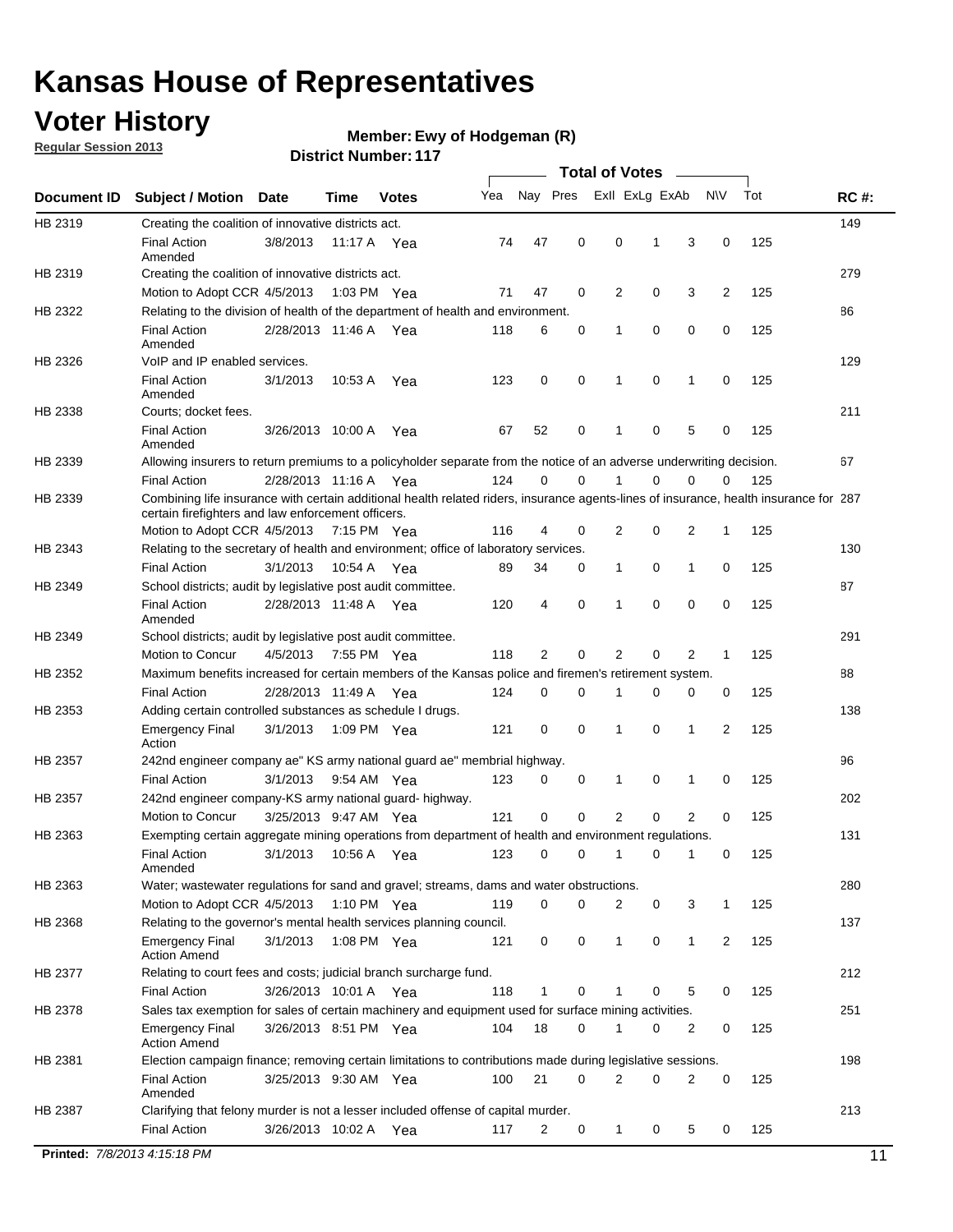# Kansas House of Representatives

## Voter History

**Regular Session 2013**

**Member: Ewy of Hodgeman (R)**

**District Number: 117**

| Document ID | Subject / Motion | Date | Time | Votes | Yea | Nay | Pres | ExlI | ExLg | ExAb | N\V | Tot | RC #: |
|---|---|---|---|---|---|---|---|---|---|---|---|---|---|
| HB 2319 | Creating the coalition of innovative districts act. | | | | | | | | | | | | 149 |
| | Final Action Amended | 3/8/2013 | 11:17 A | Yea | 74 | 47 | 0 | 0 | 1 | 3 | 0 | 125 | |
| HB 2319 | Creating the coalition of innovative districts act. | | | | | | | | | | | | 279 |
| | Motion to Adopt CCR | 4/5/2013 | 1:03 PM | Yea | 71 | 47 | 0 | 2 | 0 | 3 | 2 | 125 | |
| HB 2322 | Relating to the division of health of the department of health and environment. | | | | | | | | | | | | 86 |
| | Final Action Amended | 2/28/2013 | 11:46 A | Yea | 118 | 6 | 0 | 1 | 0 | 0 | 0 | 125 | |
| HB 2326 | VoIP and IP enabled services. | | | | | | | | | | | | 129 |
| | Final Action Amended | 3/1/2013 | 10:53 A | Yea | 123 | 0 | 0 | 1 | 0 | 1 | 0 | 125 | |
| HB 2338 | Courts; docket fees. | | | | | | | | | | | | 211 |
| | Final Action Amended | 3/26/2013 | 10:00 A | Yea | 67 | 52 | 0 | 1 | 0 | 5 | 0 | 125 | |
| HB 2339 | Allowing insurers to return premiums to a policyholder separate from the notice of an adverse underwriting decision. | | | | | | | | | | | | 67 |
| | Final Action | 2/28/2013 | 11:16 A | Yea | 124 | 0 | 0 | 1 | 0 | 0 | 0 | 125 | |
| HB 2339 | Combining life insurance with certain additional health related riders, insurance agents-lines of insurance, health insurance for certain firefighters and law enforcement officers. | | | | | | | | | | | | 287 |
| | Motion to Adopt CCR | 4/5/2013 | 7:15 PM | Yea | 116 | 4 | 0 | 2 | 0 | 2 | 1 | 125 | |
| HB 2343 | Relating to the secretary of health and environment; office of laboratory services. | | | | | | | | | | | | 130 |
| | Final Action | 3/1/2013 | 10:54 A | Yea | 89 | 34 | 0 | 1 | 0 | 1 | 0 | 125 | |
| HB 2349 | School districts; audit by legislative post audit committee. | | | | | | | | | | | | 87 |
| | Final Action Amended | 2/28/2013 | 11:48 A | Yea | 120 | 4 | 0 | 1 | 0 | 0 | 0 | 125 | |
| HB 2349 | School districts; audit by legislative post audit committee. | | | | | | | | | | | | 291 |
| | Motion to Concur | 4/5/2013 | 7:55 PM | Yea | 118 | 2 | 0 | 2 | 0 | 2 | 1 | 125 | |
| HB 2352 | Maximum benefits increased for certain members of the Kansas police and firemen's retirement system. | | | | | | | | | | | | 88 |
| | Final Action | 2/28/2013 | 11:49 A | Yea | 124 | 0 | 0 | 1 | 0 | 0 | 0 | 125 | |
| HB 2353 | Adding certain controlled substances as schedule I drugs. | | | | | | | | | | | | 138 |
| | Emergency Final Action | 3/1/2013 | 1:09 PM | Yea | 121 | 0 | 0 | 1 | 0 | 1 | 2 | 125 | |
| HB 2357 | 242nd engineer company ae" KS army national guard ae" membrial highway. | | | | | | | | | | | | 96 |
| | Final Action | 3/1/2013 | 9:54 AM | Yea | 123 | 0 | 0 | 1 | 0 | 1 | 0 | 125 | |
| HB 2357 | 242nd engineer company-KS army national guard- highway. | | | | | | | | | | | | 202 |
| | Motion to Concur | 3/25/2013 | 9:47 AM | Yea | 121 | 0 | 0 | 2 | 0 | 2 | 0 | 125 | |
| HB 2363 | Exempting certain aggregate mining operations from department of health and environment regulations. | | | | | | | | | | | | 131 |
| | Final Action Amended | 3/1/2013 | 10:56 A | Yea | 123 | 0 | 0 | 1 | 0 | 1 | 0 | 125 | |
| HB 2363 | Water; wastewater regulations for sand and gravel; streams, dams and water obstructions. | | | | | | | | | | | | 280 |
| | Motion to Adopt CCR | 4/5/2013 | 1:10 PM | Yea | 119 | 0 | 0 | 2 | 0 | 3 | 1 | 125 | |
| HB 2368 | Relating to the governor's mental health services planning council. | | | | | | | | | | | | 137 |
| | Emergency Final Action Amend | 3/1/2013 | 1:08 PM | Yea | 121 | 0 | 0 | 1 | 0 | 1 | 2 | 125 | |
| HB 2377 | Relating to court fees and costs; judicial branch surcharge fund. | | | | | | | | | | | | 212 |
| | Final Action | 3/26/2013 | 10:01 A | Yea | 118 | 1 | 0 | 1 | 0 | 5 | 0 | 125 | |
| HB 2378 | Sales tax exemption for sales of certain machinery and equipment used for surface mining activities. | | | | | | | | | | | | 251 |
| | Emergency Final Action Amend | 3/26/2013 | 8:51 PM | Yea | 104 | 18 | 0 | 1 | 0 | 2 | 0 | 125 | |
| HB 2381 | Election campaign finance; removing certain limitations to contributions made during legislative sessions. | | | | | | | | | | | | 198 |
| | Final Action Amended | 3/25/2013 | 9:30 AM | Yea | 100 | 21 | 0 | 2 | 0 | 2 | 0 | 125 | |
| HB 2387 | Clarifying that felony murder is not a lesser included offense of capital murder. | | | | | | | | | | | | 213 |
| | Final Action | 3/26/2013 | 10:02 A | Yea | 117 | 2 | 0 | 1 | 0 | 5 | 0 | 125 | |

**Printed:** *7/8/2013 4:15:18 PM*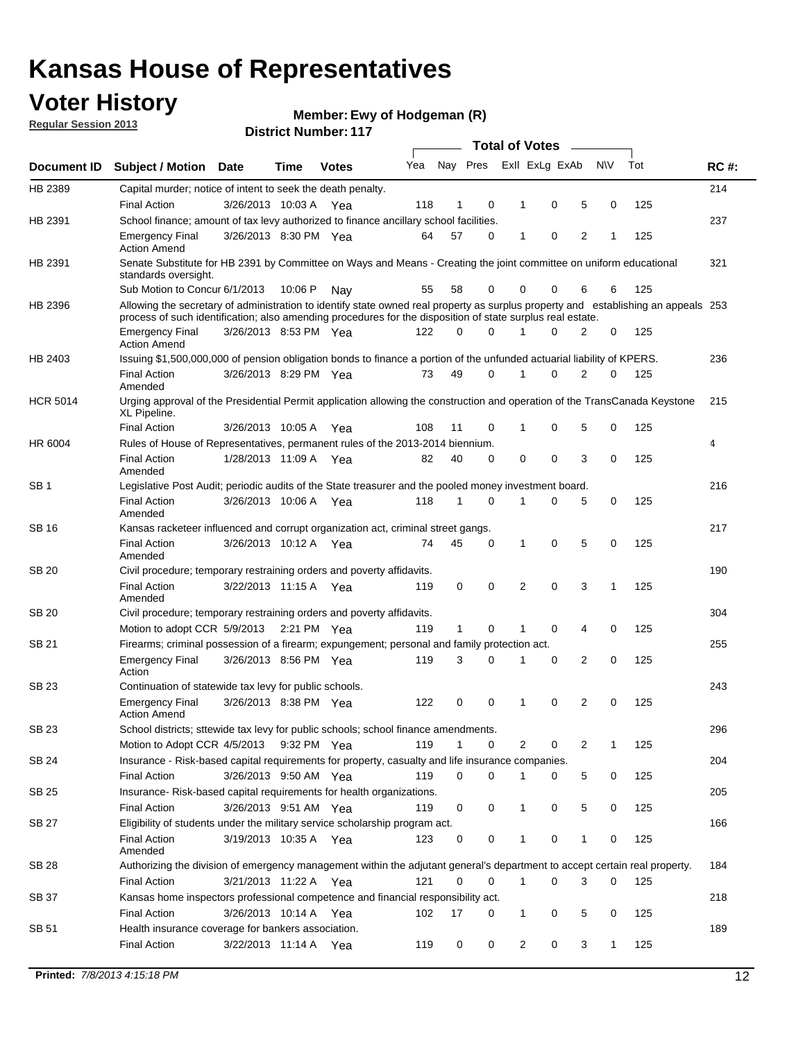# Kansas House of Representatives

## Voter History

**Regular Session 2013**

**Member: Ewy of Hodgeman (R)**

**District Number: 117**

| Document ID | Subject / Motion | Date | Time | Votes | Yea | Nay | Pres | ExII | ExLg | ExAb | N\V | Tot | RC #: |
|---|---|---|---|---|---|---|---|---|---|---|---|---|---|
| HB 2389 | Capital murder; notice of intent to seek the death penalty. | | | | | | | | | | | | 214 |
| | Final Action | 3/26/2013 | 10:03 A | Yea | 118 | 1 | 0 | 1 | 0 | 5 | 0 | 125 | |
| HB 2391 | School finance; amount of tax levy authorized to finance ancillary school facilities. | | | | | | | | | | | | 237 |
| | Emergency Final Action Amend | 3/26/2013 | 8:30 PM | Yea | 64 | 57 | 0 | 1 | 0 | 2 | 1 | 125 | |
| HB 2391 | Senate Substitute for HB 2391 by Committee on Ways and Means - Creating the joint committee on uniform educational standards oversight. | | | | | | | | | | | | 321 |
| | Sub Motion to Concur | 6/1/2013 | 10:06 P | Nay | 55 | 58 | 0 | 0 | 0 | 6 | 6 | 125 | |
| HB 2396 | Allowing the secretary of administration to identify state owned real property as surplus property and establishing an appeals process of such identification; also amending procedures for the disposition of state surplus real estate. | | | | | | | | | | | | 253 |
| | Emergency Final Action Amend | 3/26/2013 | 8:53 PM | Yea | 122 | 0 | 0 | 1 | 0 | 2 | 0 | 125 | |
| HB 2403 | Issuing $1,500,000,000 of pension obligation bonds to finance a portion of the unfunded actuarial liability of KPERS. | | | | | | | | | | | | 236 |
| | Final Action Amended | 3/26/2013 | 8:29 PM | Yea | 73 | 49 | 0 | 1 | 0 | 2 | 0 | 125 | |
| HCR 5014 | Urging approval of the Presidential Permit application allowing the construction and operation of the TransCanada Keystone XL Pipeline. | | | | | | | | | | | | 215 |
| | Final Action | 3/26/2013 | 10:05 A | Yea | 108 | 11 | 0 | 1 | 0 | 5 | 0 | 125 | |
| HR 6004 | Rules of House of Representatives, permanent rules of the 2013-2014 biennium. | | | | | | | | | | | | 4 |
| | Final Action Amended | 1/28/2013 | 11:09 A | Yea | 82 | 40 | 0 | 0 | 0 | 3 | 0 | 125 | |
| SB 1 | Legislative Post Audit; periodic audits of the State treasurer and the pooled money investment board. | | | | | | | | | | | | 216 |
| | Final Action Amended | 3/26/2013 | 10:06 A | Yea | 118 | 1 | 0 | 1 | 0 | 5 | 0 | 125 | |
| SB 16 | Kansas racketeer influenced and corrupt organization act, criminal street gangs. | | | | | | | | | | | | 217 |
| | Final Action Amended | 3/26/2013 | 10:12 A | Yea | 74 | 45 | 0 | 1 | 0 | 5 | 0 | 125 | |
| SB 20 | Civil procedure; temporary restraining orders and poverty affidavits. | | | | | | | | | | | | 190 |
| | Final Action Amended | 3/22/2013 | 11:15 A | Yea | 119 | 0 | 0 | 2 | 0 | 3 | 1 | 125 | |
| SB 20 | Civil procedure; temporary restraining orders and poverty affidavits. | | | | | | | | | | | | 304 |
| | Motion to adopt CCR | 5/9/2013 | 2:21 PM | Yea | 119 | 1 | 0 | 1 | 0 | 4 | 0 | 125 | |
| SB 21 | Firearms; criminal possession of a firearm; expungement; personal and family protection act. | | | | | | | | | | | | 255 |
| | Emergency Final Action | 3/26/2013 | 8:56 PM | Yea | 119 | 3 | 0 | 1 | 0 | 2 | 0 | 125 | |
| SB 23 | Continuation of statewide tax levy for public schools. | | | | | | | | | | | | 243 |
| | Emergency Final Action Amend | 3/26/2013 | 8:38 PM | Yea | 122 | 0 | 0 | 1 | 0 | 2 | 0 | 125 | |
| SB 23 | School districts; sttewide tax levy for public schools; school finance amendments. | | | | | | | | | | | | 296 |
| | Motion to Adopt CCR | 4/5/2013 | 9:32 PM | Yea | 119 | 1 | 0 | 2 | 0 | 2 | 1 | 125 | |
| SB 24 | Insurance - Risk-based capital requirements for property, casualty and life insurance companies. | | | | | | | | | | | | 204 |
| | Final Action | 3/26/2013 | 9:50 AM | Yea | 119 | 0 | 0 | 1 | 0 | 5 | 0 | 125 | |
| SB 25 | Insurance- Risk-based capital requirements for health organizations. | | | | | | | | | | | | 205 |
| | Final Action | 3/26/2013 | 9:51 AM | Yea | 119 | 0 | 0 | 1 | 0 | 5 | 0 | 125 | |
| SB 27 | Eligibility of students under the military service scholarship program act. | | | | | | | | | | | | 166 |
| | Final Action Amended | 3/19/2013 | 10:35 A | Yea | 123 | 0 | 0 | 1 | 0 | 1 | 0 | 125 | |
| SB 28 | Authorizing the division of emergency management within the adjutant general's department to accept certain real property. | | | | | | | | | | | | 184 |
| | Final Action | 3/21/2013 | 11:22 A | Yea | 121 | 0 | 0 | 1 | 0 | 3 | 0 | 125 | |
| SB 37 | Kansas home inspectors professional competence and financial responsibility act. | | | | | | | | | | | | 218 |
| | Final Action | 3/26/2013 | 10:14 A | Yea | 102 | 17 | 0 | 1 | 0 | 5 | 0 | 125 | |
| SB 51 | Health insurance coverage for bankers association. | | | | | | | | | | | | 189 |
| | Final Action | 3/22/2013 | 11:14 A | Yea | 119 | 0 | 0 | 2 | 0 | 3 | 1 | 125 | |

**Printed:** *7/8/2013 4:15:18 PM*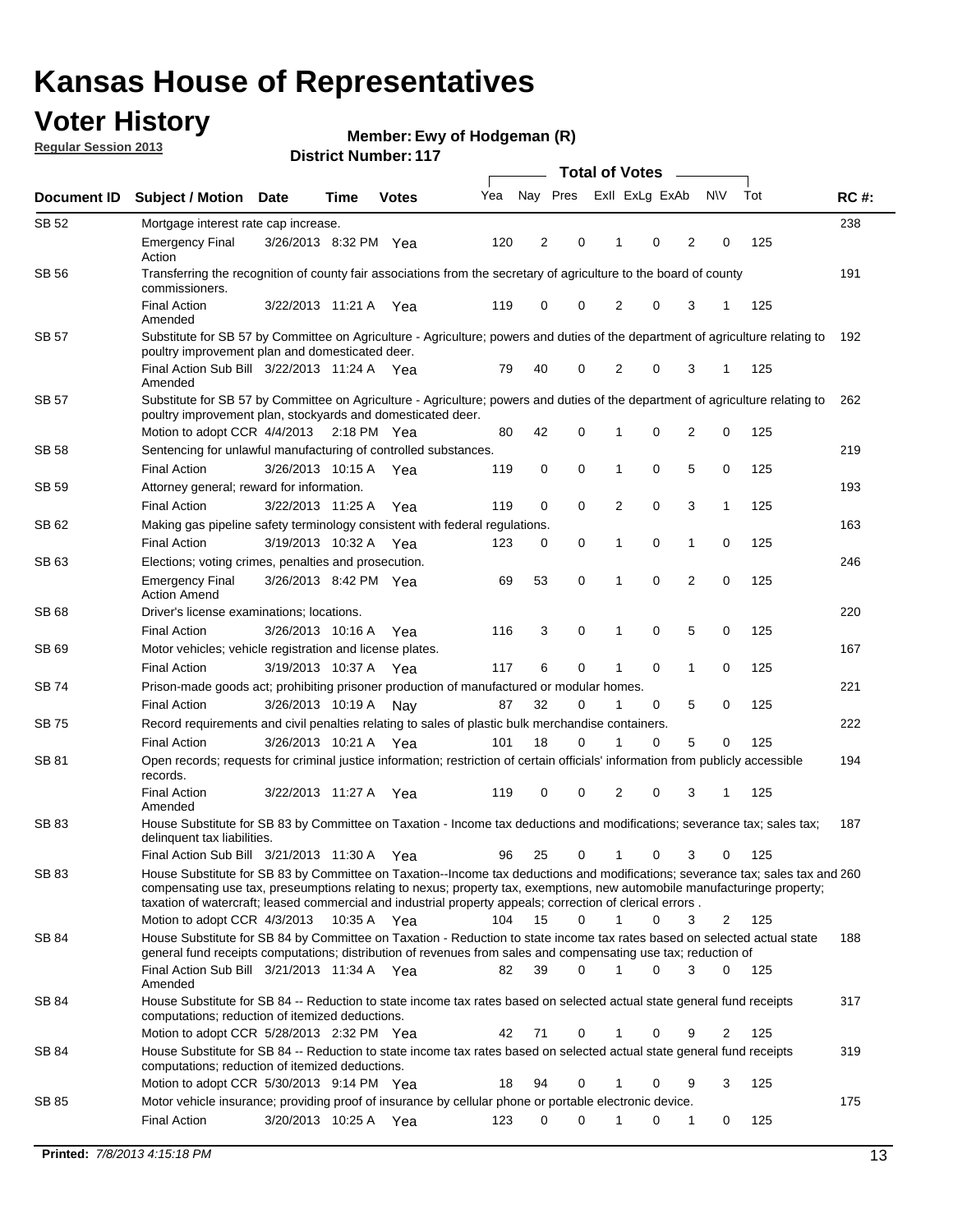# Kansas House of Representatives

## Voter History

**Regular Session 2013**

**Member: Ewy of Hodgeman (R)**

**District Number: 117**

| Document ID | Subject / Motion | Date | Time | Votes | Yea | Nay | Pres | ExII | ExLg | ExAb | N\V | Tot | RC #: |
|---|---|---|---|---|---|---|---|---|---|---|---|---|---|
| SB 52 | Mortgage interest rate cap increase. | | | | | | | | | | | | 238 |
| | Emergency Final Action | 3/26/2013 | 8:32 PM | Yea | 120 | 2 | 0 | 1 | 0 | 2 | 0 | 125 | |
| SB 56 | Transferring the recognition of county fair associations from the secretary of agriculture to the board of county commissioners. | | | | | | | | | | | | 191 |
| | Final Action Amended | 3/22/2013 | 11:21 A | Yea | 119 | 0 | 0 | 2 | 0 | 3 | 1 | 125 | |
| SB 57 | Substitute for SB 57 by Committee on Agriculture - Agriculture; powers and duties of the department of agriculture relating to poultry improvement plan and domesticated deer. | | | | | | | | | | | | 192 |
| | Final Action Sub Bill Amended | 3/22/2013 | 11:24 A | Yea | 79 | 40 | 0 | 2 | 0 | 3 | 1 | 125 | |
| SB 57 | Substitute for SB 57 by Committee on Agriculture - Agriculture; powers and duties of the department of agriculture relating to poultry improvement plan, stockyards and domesticated deer. | | | | | | | | | | | | 262 |
| | Motion to adopt CCR | 4/4/2013 | 2:18 PM | Yea | 80 | 42 | 0 | 1 | 0 | 2 | 0 | 125 | |
| SB 58 | Sentencing for unlawful manufacturing of controlled substances. | | | | | | | | | | | | 219 |
| | Final Action | 3/26/2013 | 10:15 A | Yea | 119 | 0 | 0 | 1 | 0 | 5 | 0 | 125 | |
| SB 59 | Attorney general; reward for information. | | | | | | | | | | | | 193 |
| | Final Action | 3/22/2013 | 11:25 A | Yea | 119 | 0 | 0 | 2 | 0 | 3 | 1 | 125 | |
| SB 62 | Making gas pipeline safety terminology consistent with federal regulations. | | | | | | | | | | | | 163 |
| | Final Action | 3/19/2013 | 10:32 A | Yea | 123 | 0 | 0 | 1 | 0 | 1 | 0 | 125 | |
| SB 63 | Elections; voting crimes, penalties and prosecution. | | | | | | | | | | | | 246 |
| | Emergency Final Action Amend | 3/26/2013 | 8:42 PM | Yea | 69 | 53 | 0 | 1 | 0 | 2 | 0 | 125 | |
| SB 68 | Driver's license examinations; locations. | | | | | | | | | | | | 220 |
| | Final Action | 3/26/2013 | 10:16 A | Yea | 116 | 3 | 0 | 1 | 0 | 5 | 0 | 125 | |
| SB 69 | Motor vehicles; vehicle registration and license plates. | | | | | | | | | | | | 167 |
| | Final Action | 3/19/2013 | 10:37 A | Yea | 117 | 6 | 0 | 1 | 0 | 1 | 0 | 125 | |
| SB 74 | Prison-made goods act; prohibiting prisoner production of manufactured or modular homes. | | | | | | | | | | | | 221 |
| | Final Action | 3/26/2013 | 10:19 A | Nay | 87 | 32 | 0 | 1 | 0 | 5 | 0 | 125 | |
| SB 75 | Record requirements and civil penalties relating to sales of plastic bulk merchandise containers. | | | | | | | | | | | | 222 |
| | Final Action | 3/26/2013 | 10:21 A | Yea | 101 | 18 | 0 | 1 | 0 | 5 | 0 | 125 | |
| SB 81 | Open records; requests for criminal justice information; restriction of certain officials' information from publicly accessible records. | | | | | | | | | | | | 194 |
| | Final Action Amended | 3/22/2013 | 11:27 A | Yea | 119 | 0 | 0 | 2 | 0 | 3 | 1 | 125 | |
| SB 83 | House Substitute for SB 83 by Committee on Taxation - Income tax deductions and modifications; severance tax; sales tax; delinquent tax liabilities. | | | | | | | | | | | | 187 |
| | Final Action Sub Bill | 3/21/2013 | 11:30 A | Yea | 96 | 25 | 0 | 1 | 0 | 3 | 0 | 125 | |
| SB 83 | House Substitute for SB 83 by Committee on Taxation--Income tax deductions and modifications; severance tax; sales tax and compensating use tax, preseumptions relating to nexus; property tax, exemptions, new automobile manufacturinge property; taxation of watercraft; leased commercial and industrial property appeals; correction of clerical errors . | | | | | | | | | | | | 260 |
| | Motion to adopt CCR | 4/3/2013 | 10:35 A | Yea | 104 | 15 | 0 | 1 | 0 | 3 | 2 | 125 | |
| SB 84 | House Substitute for SB 84 by Committee on Taxation - Reduction to state income tax rates based on selected actual state general fund receipts computations; distribution of revenues from sales and compensating use tax; reduction of | | | | | | | | | | | | 188 |
| | Final Action Sub Bill Amended | 3/21/2013 | 11:34 A | Yea | 82 | 39 | 0 | 1 | 0 | 3 | 0 | 125 | |
| SB 84 | House Substitute for SB 84 -- Reduction to state income tax rates based on selected actual state general fund receipts computations; reduction of itemized deductions. | | | | | | | | | | | | 317 |
| | Motion to adopt CCR | 5/28/2013 | 2:32 PM | Yea | 42 | 71 | 0 | 1 | 0 | 9 | 2 | 125 | |
| SB 84 | House Substitute for SB 84 -- Reduction to state income tax rates based on selected actual state general fund receipts computations; reduction of itemized deductions. | | | | | | | | | | | | 319 |
| | Motion to adopt CCR | 5/30/2013 | 9:14 PM | Yea | 18 | 94 | 0 | 1 | 0 | 9 | 3 | 125 | |
| SB 85 | Motor vehicle insurance; providing proof of insurance by cellular phone or portable electronic device. | | | | | | | | | | | | 175 |
| | Final Action | 3/20/2013 | 10:25 A | Yea | 123 | 0 | 0 | 1 | 0 | 1 | 0 | 125 | |

**Printed:** *7/8/2013 4:15:18 PM*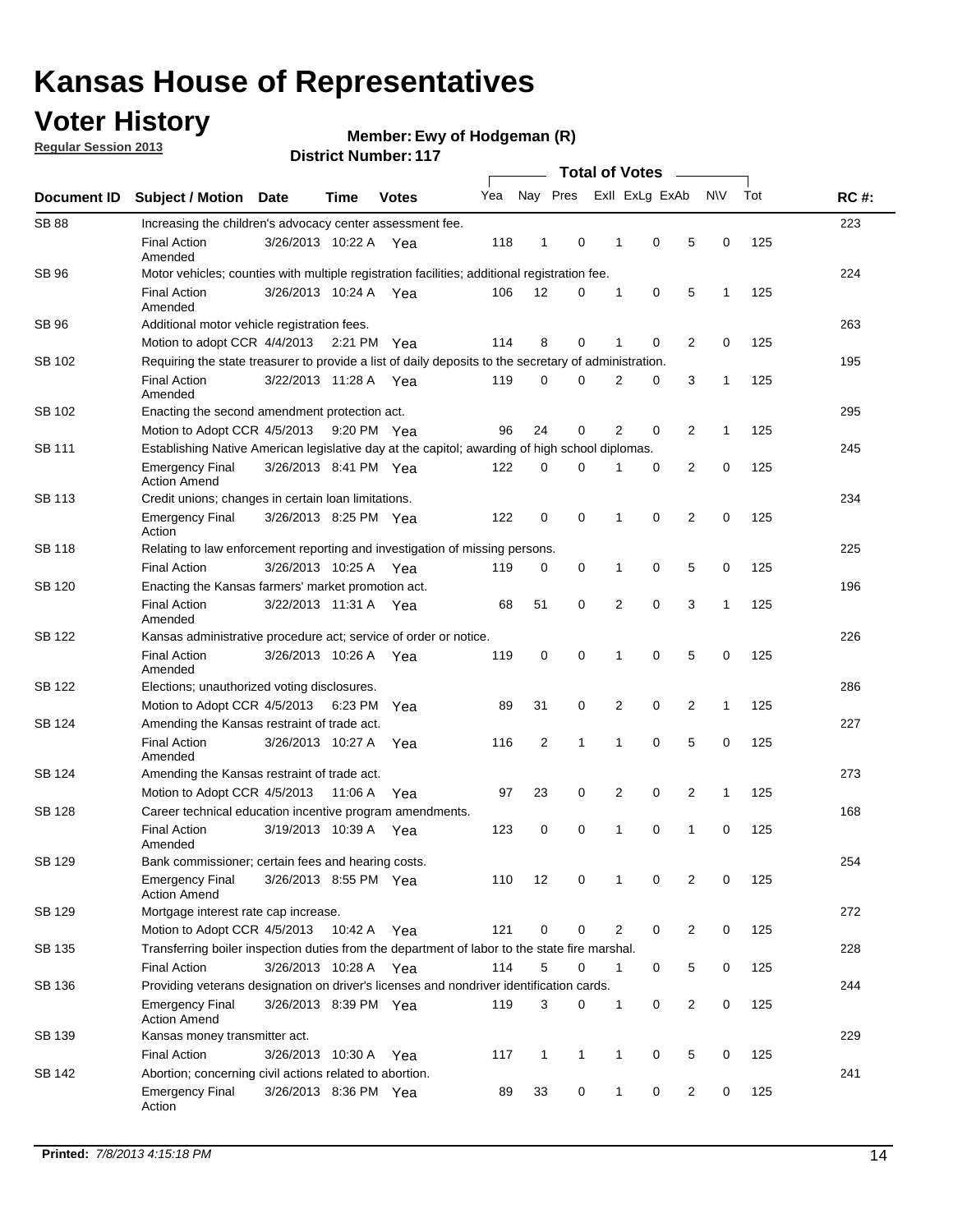# Kansas House of Representatives

## Voter History

**Regular Session 2013**

**Member: Ewy of Hodgeman (R)**

**District Number: 117**

| Document ID | Subject / Motion | Date | Time | Votes | Yea | Nay | Pres | ExII | ExLg | ExAb | N\V | Tot | RC #: |
|---|---|---|---|---|---|---|---|---|---|---|---|---|---|
| SB 88 | Increasing the children's advocacy center assessment fee. | | | | | | | | | | | | 223 |
| | Final Action Amended | 3/26/2013 | 10:22 A | Yea | 118 | 1 | 0 | 1 | 0 | 5 | 0 | 125 | |
| SB 96 | Motor vehicles; counties with multiple registration facilities; additional registration fee. | | | | | | | | | | | | 224 |
| | Final Action Amended | 3/26/2013 | 10:24 A | Yea | 106 | 12 | 0 | 1 | 0 | 5 | 1 | 125 | |
| SB 96 | Additional motor vehicle registration fees. | | | | | | | | | | | | 263 |
| | Motion to adopt CCR | 4/4/2013 | 2:21 PM | Yea | 114 | 8 | 0 | 1 | 0 | 2 | 0 | 125 | |
| SB 102 | Requiring the state treasurer to provide a list of daily deposits to the secretary of administration. | | | | | | | | | | | | 195 |
| | Final Action Amended | 3/22/2013 | 11:28 A | Yea | 119 | 0 | 0 | 2 | 0 | 3 | 1 | 125 | |
| SB 102 | Enacting the second amendment protection act. | | | | | | | | | | | | 295 |
| | Motion to Adopt CCR | 4/5/2013 | 9:20 PM | Yea | 96 | 24 | 0 | 2 | 0 | 2 | 1 | 125 | |
| SB 111 | Establishing Native American legislative day at the capitol; awarding of high school diplomas. | | | | | | | | | | | | 245 |
| | Emergency Final Action Amend | 3/26/2013 | 8:41 PM | Yea | 122 | 0 | 0 | 1 | 0 | 2 | 0 | 125 | |
| SB 113 | Credit unions; changes in certain loan limitations. | | | | | | | | | | | | 234 |
| | Emergency Final Action | 3/26/2013 | 8:25 PM | Yea | 122 | 0 | 0 | 1 | 0 | 2 | 0 | 125 | |
| SB 118 | Relating to law enforcement reporting and investigation of missing persons. | | | | | | | | | | | | 225 |
| | Final Action | 3/26/2013 | 10:25 A | Yea | 119 | 0 | 0 | 1 | 0 | 5 | 0 | 125 | |
| SB 120 | Enacting the Kansas farmers' market promotion act. | | | | | | | | | | | | 196 |
| | Final Action Amended | 3/22/2013 | 11:31 A | Yea | 68 | 51 | 0 | 2 | 0 | 3 | 1 | 125 | |
| SB 122 | Kansas administrative procedure act; service of order or notice. | | | | | | | | | | | | 226 |
| | Final Action Amended | 3/26/2013 | 10:26 A | Yea | 119 | 0 | 0 | 1 | 0 | 5 | 0 | 125 | |
| SB 122 | Elections; unauthorized voting disclosures. | | | | | | | | | | | | 286 |
| | Motion to Adopt CCR | 4/5/2013 | 6:23 PM | Yea | 89 | 31 | 0 | 2 | 0 | 2 | 1 | 125 | |
| SB 124 | Amending the Kansas restraint of trade act. | | | | | | | | | | | | 227 |
| | Final Action Amended | 3/26/2013 | 10:27 A | Yea | 116 | 2 | 1 | 1 | 0 | 5 | 0 | 125 | |
| SB 124 | Amending the Kansas restraint of trade act. | | | | | | | | | | | | 273 |
| | Motion to Adopt CCR | 4/5/2013 | 11:06 A | Yea | 97 | 23 | 0 | 2 | 0 | 2 | 1 | 125 | |
| SB 128 | Career technical education incentive program amendments. | | | | | | | | | | | | 168 |
| | Final Action Amended | 3/19/2013 | 10:39 A | Yea | 123 | 0 | 0 | 1 | 0 | 1 | 0 | 125 | |
| SB 129 | Bank commissioner; certain fees and hearing costs. | | | | | | | | | | | | 254 |
| | Emergency Final Action Amend | 3/26/2013 | 8:55 PM | Yea | 110 | 12 | 0 | 1 | 0 | 2 | 0 | 125 | |
| SB 129 | Mortgage interest rate cap increase. | | | | | | | | | | | | 272 |
| | Motion to Adopt CCR | 4/5/2013 | 10:42 A | Yea | 121 | 0 | 0 | 2 | 0 | 2 | 0 | 125 | |
| SB 135 | Transferring boiler inspection duties from the department of labor to the state fire marshal. | | | | | | | | | | | | 228 |
| | Final Action | 3/26/2013 | 10:28 A | Yea | 114 | 5 | 0 | 1 | 0 | 5 | 0 | 125 | |
| SB 136 | Providing veterans designation on driver's licenses and nondriver identification cards. | | | | | | | | | | | | 244 |
| | Emergency Final Action Amend | 3/26/2013 | 8:39 PM | Yea | 119 | 3 | 0 | 1 | 0 | 2 | 0 | 125 | |
| SB 139 | Kansas money transmitter act. | | | | | | | | | | | | 229 |
| | Final Action | 3/26/2013 | 10:30 A | Yea | 117 | 1 | 1 | 1 | 0 | 5 | 0 | 125 | |
| SB 142 | Abortion; concerning civil actions related to abortion. | | | | | | | | | | | | 241 |
| | Emergency Final Action | 3/26/2013 | 8:36 PM | Yea | 89 | 33 | 0 | 1 | 0 | 2 | 0 | 125 | |

**Printed:** *7/8/2013 4:15:18 PM*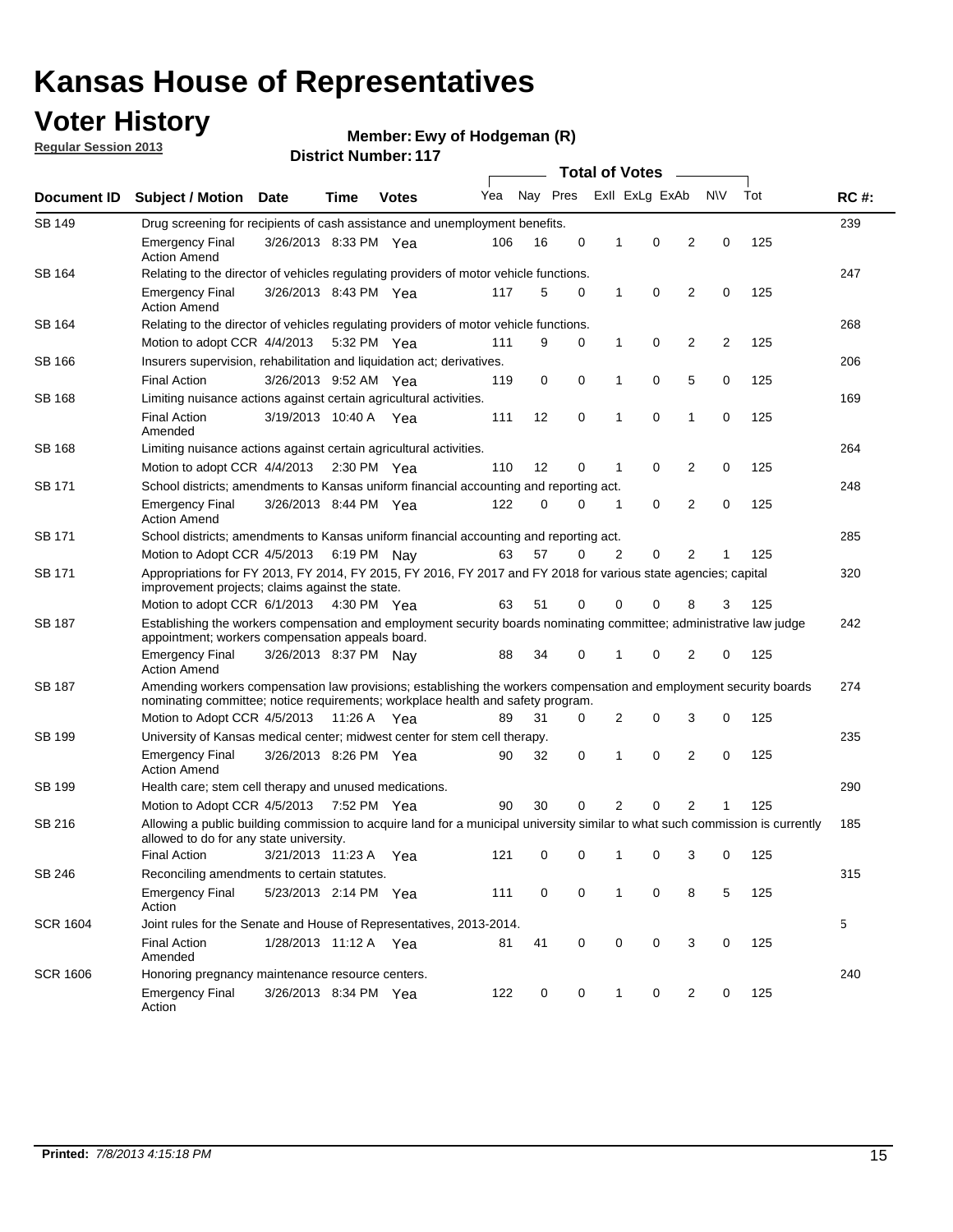# Kansas House of Representatives

## Voter History

**Regular Session 2013**

**Member: Ewy of Hodgeman (R)**

**District Number: 117**

| Document ID | Subject / Motion | Date | Time | Votes | Yea | Nay | Pres | ExII | ExLg | ExAb | N\V | Tot | RC #: |
|---|---|---|---|---|---|---|---|---|---|---|---|---|---|
| | | | | | | | **Total of Votes** | | | | | | |
| SB 149 | Drug screening for recipients of cash assistance and unemployment benefits. | | | | | | | | | | | | 239 |
| | Emergency Final Action Amend | 3/26/2013 | 8:33 PM | Yea | 106 | 16 | 0 | 1 | 0 | 2 | 0 | 125 | |
| SB 164 | Relating to the director of vehicles regulating providers of motor vehicle functions. | | | | | | | | | | | | 247 |
| | Emergency Final Action Amend | 3/26/2013 | 8:43 PM | Yea | 117 | 5 | 0 | 1 | 0 | 2 | 0 | 125 | |
| SB 164 | Relating to the director of vehicles regulating providers of motor vehicle functions. | | | | | | | | | | | | 268 |
| | Motion to adopt CCR | 4/4/2013 | 5:32 PM | Yea | 111 | 9 | 0 | 1 | 0 | 2 | 2 | 125 | |
| SB 166 | Insurers supervision, rehabilitation and liquidation act; derivatives. | | | | | | | | | | | | 206 |
| | Final Action | 3/26/2013 | 9:52 AM | Yea | 119 | 0 | 0 | 1 | 0 | 5 | 0 | 125 | |
| SB 168 | Limiting nuisance actions against certain agricultural activities. | | | | | | | | | | | | 169 |
| | Final Action Amended | 3/19/2013 | 10:40 A | Yea | 111 | 12 | 0 | 1 | 0 | 1 | 0 | 125 | |
| SB 168 | Limiting nuisance actions against certain agricultural activities. | | | | | | | | | | | | 264 |
| | Motion to adopt CCR | 4/4/2013 | 2:30 PM | Yea | 110 | 12 | 0 | 1 | 0 | 2 | 0 | 125 | |
| SB 171 | School districts; amendments to Kansas uniform financial accounting and reporting act. | | | | | | | | | | | | 248 |
| | Emergency Final Action Amend | 3/26/2013 | 8:44 PM | Yea | 122 | 0 | 0 | 1 | 0 | 2 | 0 | 125 | |
| SB 171 | School districts; amendments to Kansas uniform financial accounting and reporting act. | | | | | | | | | | | | 285 |
| | Motion to Adopt CCR | 4/5/2013 | 6:19 PM | Nay | 63 | 57 | 0 | 2 | 0 | 2 | 1 | 125 | |
| SB 171 | Appropriations for FY 2013, FY 2014, FY 2015, FY 2016, FY 2017 and FY 2018 for various state agencies; capital improvement projects; claims against the state. | | | | | | | | | | | | 320 |
| | Motion to adopt CCR | 6/1/2013 | 4:30 PM | Yea | 63 | 51 | 0 | 0 | 0 | 8 | 3 | 125 | |
| SB 187 | Establishing the workers compensation and employment security boards nominating committee; administrative law judge appointment; workers compensation appeals board. | | | | | | | | | | | | 242 |
| | Emergency Final Action Amend | 3/26/2013 | 8:37 PM | Nay | 88 | 34 | 0 | 1 | 0 | 2 | 0 | 125 | |
| SB 187 | Amending workers compensation law provisions; establishing the workers compensation and employment security boards nominating committee; notice requirements; workplace health and safety program. | | | | | | | | | | | | 274 |
| | Motion to Adopt CCR | 4/5/2013 | 11:26 A | Yea | 89 | 31 | 0 | 2 | 0 | 3 | 0 | 125 | |
| SB 199 | University of Kansas medical center; midwest center for stem cell therapy. | | | | | | | | | | | | 235 |
| | Emergency Final Action Amend | 3/26/2013 | 8:26 PM | Yea | 90 | 32 | 0 | 1 | 0 | 2 | 0 | 125 | |
| SB 199 | Health care; stem cell therapy and unused medications. | | | | | | | | | | | | 290 |
| | Motion to Adopt CCR | 4/5/2013 | 7:52 PM | Yea | 90 | 30 | 0 | 2 | 0 | 2 | 1 | 125 | |
| SB 216 | Allowing a public building commission to acquire land for a municipal university similar to what such commission is currently allowed to do for any state university. | | | | | | | | | | | | 185 |
| | Final Action | 3/21/2013 | 11:23 A | Yea | 121 | 0 | 0 | 1 | 0 | 3 | 0 | 125 | |
| SB 246 | Reconciling amendments to certain statutes. | | | | | | | | | | | | 315 |
| | Emergency Final Action | 5/23/2013 | 2:14 PM | Yea | 111 | 0 | 0 | 1 | 0 | 8 | 5 | 125 | |
| SCR 1604 | Joint rules for the Senate and House of Representatives, 2013-2014. | | | | | | | | | | | | 5 |
| | Final Action Amended | 1/28/2013 | 11:12 A | Yea | 81 | 41 | 0 | 0 | 0 | 3 | 0 | 125 | |
| SCR 1606 | Honoring pregnancy maintenance resource centers. | | | | | | | | | | | | 240 |
| | Emergency Final Action | 3/26/2013 | 8:34 PM | Yea | 122 | 0 | 0 | 1 | 0 | 2 | 0 | 125 | |

**Printed:** *7/8/2013 4:15:18 PM*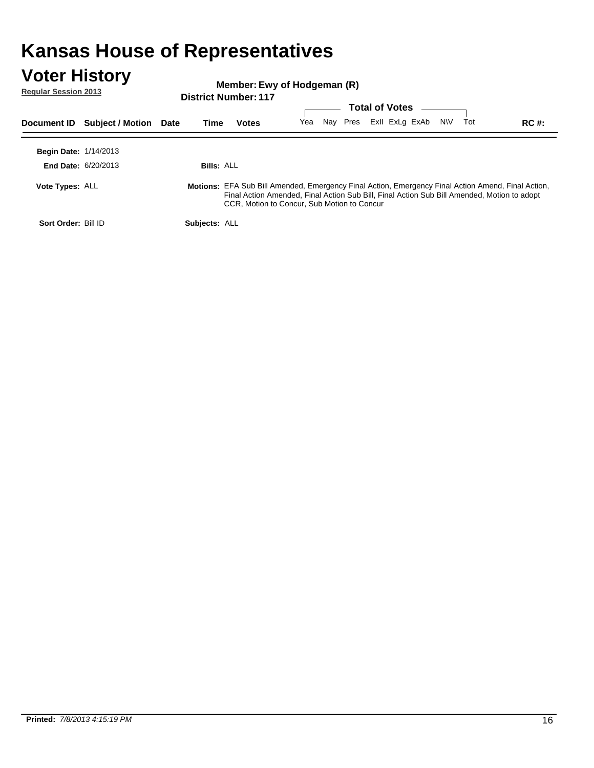# Kansas House of Representatives

## Voter History

**Regular Session 2013**

**Member:** Ewy of Hodgeman (R)

**District Number:** 117

| Document ID | Subject / Motion | Date | Time | Votes | Yea | Nay | Pres | ExII | ExLg | ExAb | N\V | Tot | RC #: |
|---|---|---|---|---|---|---|---|---|---|---|---|---|---|

(Yea through Tot grouped under **Total of Votes**)

**Begin Date:** 1/14/2013

**End Date:** 6/20/2013

**Bills:** ALL

**Vote Types:** ALL

**Motions:** EFA Sub Bill Amended, Emergency Final Action, Emergency Final Action Amend, Final Action, Final Action Amended, Final Action Sub Bill, Final Action Sub Bill Amended, Motion to adopt CCR, Motion to Concur, Sub Motion to Concur

**Sort Order:** Bill ID

**Subjects:** ALL

**Printed:** *7/8/2013 4:15:19 PM*